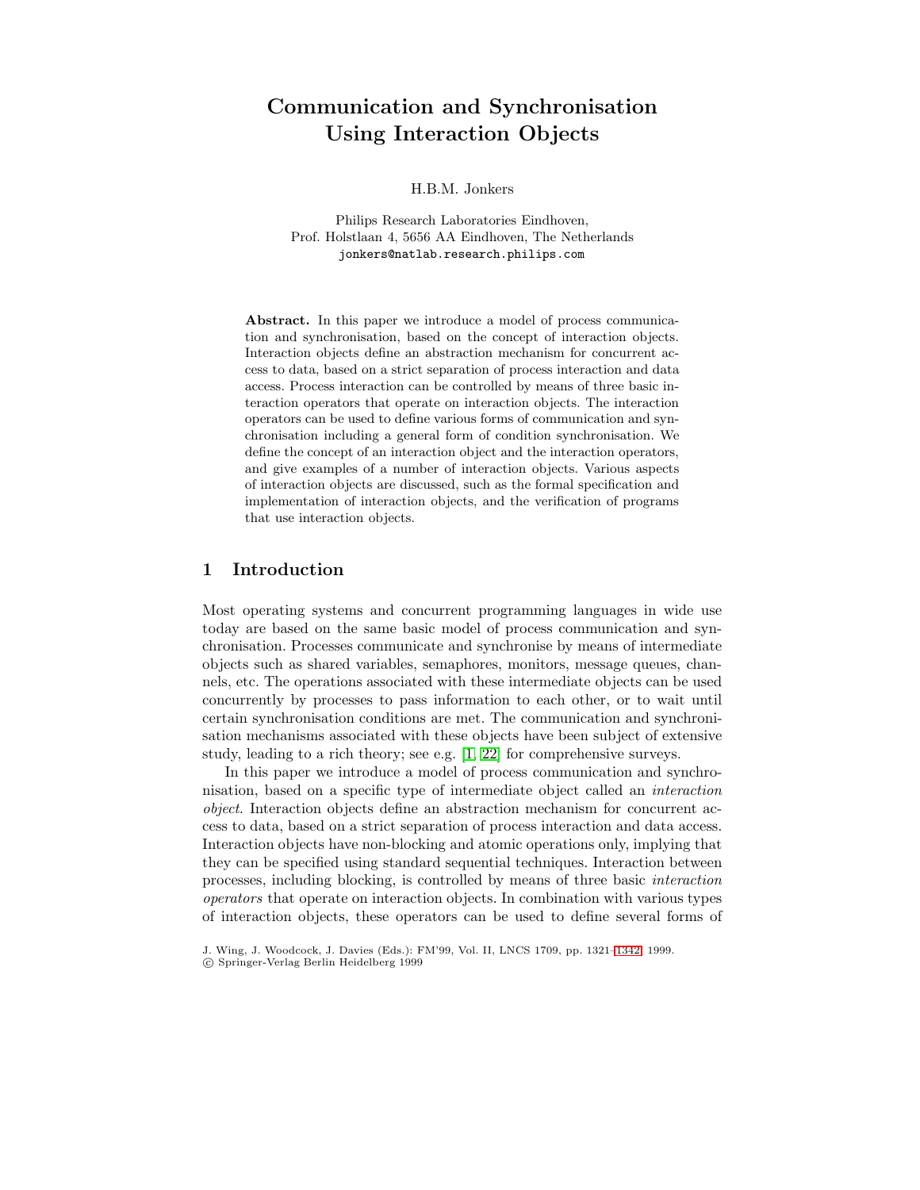# Communication and Synchronisation Using Interaction Objects

H.B.M. Jonkers

Philips Research Laboratories Eindhoven,
Prof. Holstlaan 4, 5656 AA Eindhoven, The Netherlands
jonkers@natlab.research.philips.com

**Abstract.** In this paper we introduce a model of process communication and synchronisation, based on the concept of interaction objects. Interaction objects define an abstraction mechanism for concurrent access to data, based on a strict separation of process interaction and data access. Process interaction can be controlled by means of three basic interaction operators that operate on interaction objects. The interaction operators can be used to define various forms of communication and synchronisation including a general form of condition synchronisation. We define the concept of an interaction object and the interaction operators, and give examples of a number of interaction objects. Various aspects of interaction objects are discussed, such as the formal specification and implementation of interaction objects, and the verification of programs that use interaction objects.

## 1 Introduction

Most operating systems and concurrent programming languages in wide use today are based on the same basic model of process communication and synchronisation. Processes communicate and synchronise by means of intermediate objects such as shared variables, semaphores, monitors, message queues, channels, etc. The operations associated with these intermediate objects can be used concurrently by processes to pass information to each other, or to wait until certain synchronisation conditions are met. The communication and synchronisation mechanisms associated with these objects have been subject of extensive study, leading to a rich theory; see e.g. [1, 22] for comprehensive surveys.

In this paper we introduce a model of process communication and synchronisation, based on a specific type of intermediate object called an *interaction object*. Interaction objects define an abstraction mechanism for concurrent access to data, based on a strict separation of process interaction and data access. Interaction objects have non-blocking and atomic operations only, implying that they can be specified using standard sequential techniques. Interaction between processes, including blocking, is controlled by means of three basic *interaction operators* that operate on interaction objects. In combination with various types of interaction objects, these operators can be used to define several forms of

J. Wing, J. Woodcock, J. Davies (Eds.): FM'99, Vol. II, LNCS 1709, pp. 1321–1342, 1999.
© Springer-Verlag Berlin Heidelberg 1999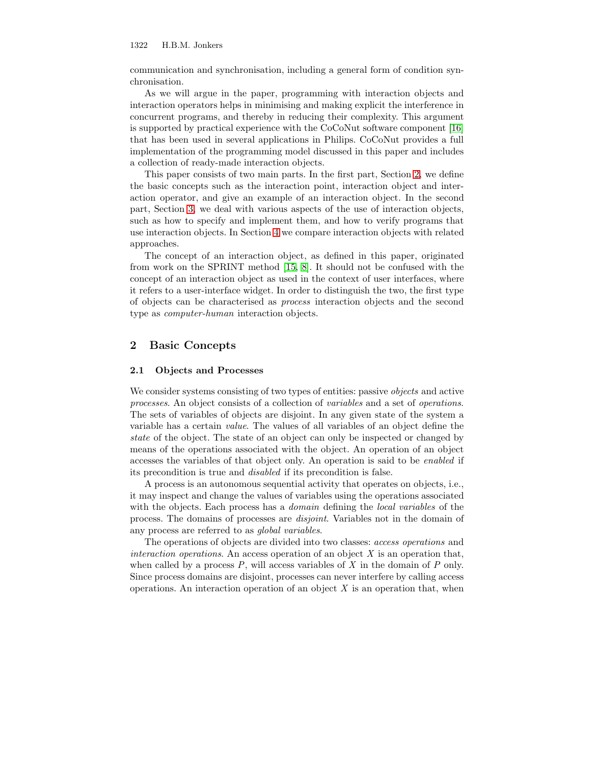communication and synchronisation, including a general form of condition synchronisation.

As we will argue in the paper, programming with interaction objects and interaction operators helps in minimising and making explicit the interference in concurrent programs, and thereby in reducing their complexity. This argument is supported by practical experience with the CoCoNut software component [16] that has been used in several applications in Philips. CoCoNut provides a full implementation of the programming model discussed in this paper and includes a collection of ready-made interaction objects.

This paper consists of two main parts. In the first part, Section 2, we define the basic concepts such as the interaction point, interaction object and interaction operator, and give an example of an interaction object. In the second part, Section 3, we deal with various aspects of the use of interaction objects, such as how to specify and implement them, and how to verify programs that use interaction objects. In Section 4 we compare interaction objects with related approaches.

The concept of an interaction object, as defined in this paper, originated from work on the SPRINT method [15, 8]. It should not be confused with the concept of an interaction object as used in the context of user interfaces, where it refers to a user-interface widget. In order to distinguish the two, the first type of objects can be characterised as *process* interaction objects and the second type as *computer-human* interaction objects.

## 2 Basic Concepts

### 2.1 Objects and Processes

We consider systems consisting of two types of entities: passive *objects* and active *processes*. An object consists of a collection of *variables* and a set of *operations*. The sets of variables of objects are disjoint. In any given state of the system a variable has a certain *value*. The values of all variables of an object define the *state* of the object. The state of an object can only be inspected or changed by means of the operations associated with the object. An operation of an object accesses the variables of that object only. An operation is said to be *enabled* if its precondition is true and *disabled* if its precondition is false.

A process is an autonomous sequential activity that operates on objects, i.e., it may inspect and change the values of variables using the operations associated with the objects. Each process has a *domain* defining the *local variables* of the process. The domains of processes are *disjoint*. Variables not in the domain of any process are referred to as *global variables*.

The operations of objects are divided into two classes: *access operations* and *interaction operations*. An access operation of an object $X$ is an operation that, when called by a process $P$, will access variables of $X$ in the domain of $P$ only. Since process domains are disjoint, processes can never interfere by calling access operations. An interaction operation of an object $X$ is an operation that, when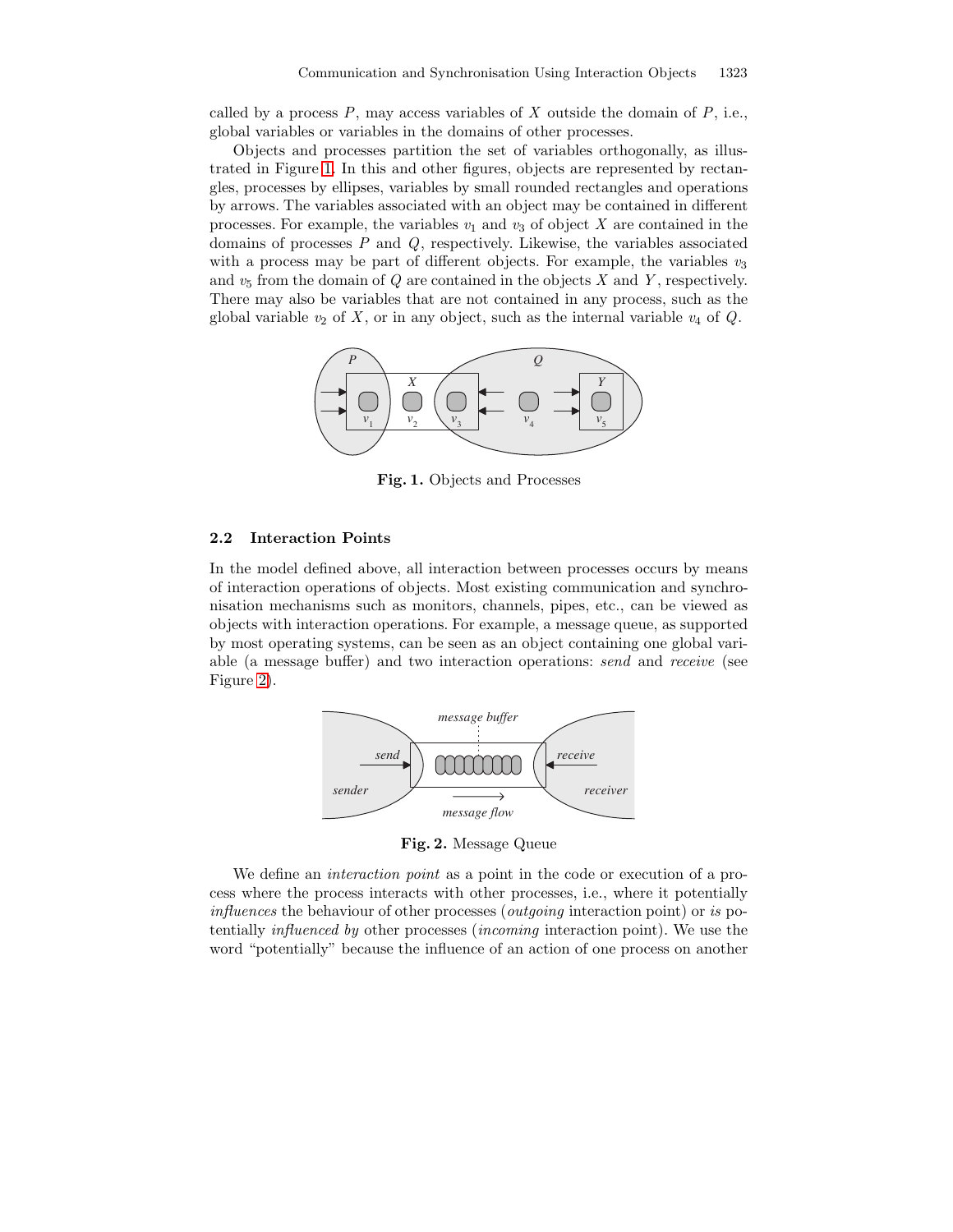called by a process $P$, may access variables of $X$ outside the domain of $P$, i.e., global variables or variables in the domains of other processes.

Objects and processes partition the set of variables orthogonally, as illustrated in Figure 1. In this and other figures, objects are represented by rectangles, processes by ellipses, variables by small rounded rectangles and operations by arrows. The variables associated with an object may be contained in different processes. For example, the variables $v_1$ and $v_3$ of object $X$ are contained in the domains of processes $P$ and $Q$, respectively. Likewise, the variables associated with a process may be part of different objects. For example, the variables $v_3$ and $v_5$ from the domain of $Q$ are contained in the objects $X$ and $Y$, respectively. There may also be variables that are not contained in any process, such as the global variable $v_2$ of $X$, or in any object, such as the internal variable $v_4$ of $Q$.

**Fig. 1.** Objects and Processes

### 2.2 Interaction Points

In the model defined above, all interaction between processes occurs by means of interaction operations of objects. Most existing communication and synchronisation mechanisms such as monitors, channels, pipes, etc., can be viewed as objects with interaction operations. For example, a message queue, as supported by most operating systems, can be seen as an object containing one global variable (a message buffer) and two interaction operations: *send* and *receive* (see Figure 2).

**Fig. 2.** Message Queue

We define an *interaction point* as a point in the code or execution of a process where the process interacts with other processes, i.e., where it potentially *influences* the behaviour of other processes (*outgoing* interaction point) or *is* potentially *influenced by* other processes (*incoming* interaction point). We use the word "potentially" because the influence of an action of one process on another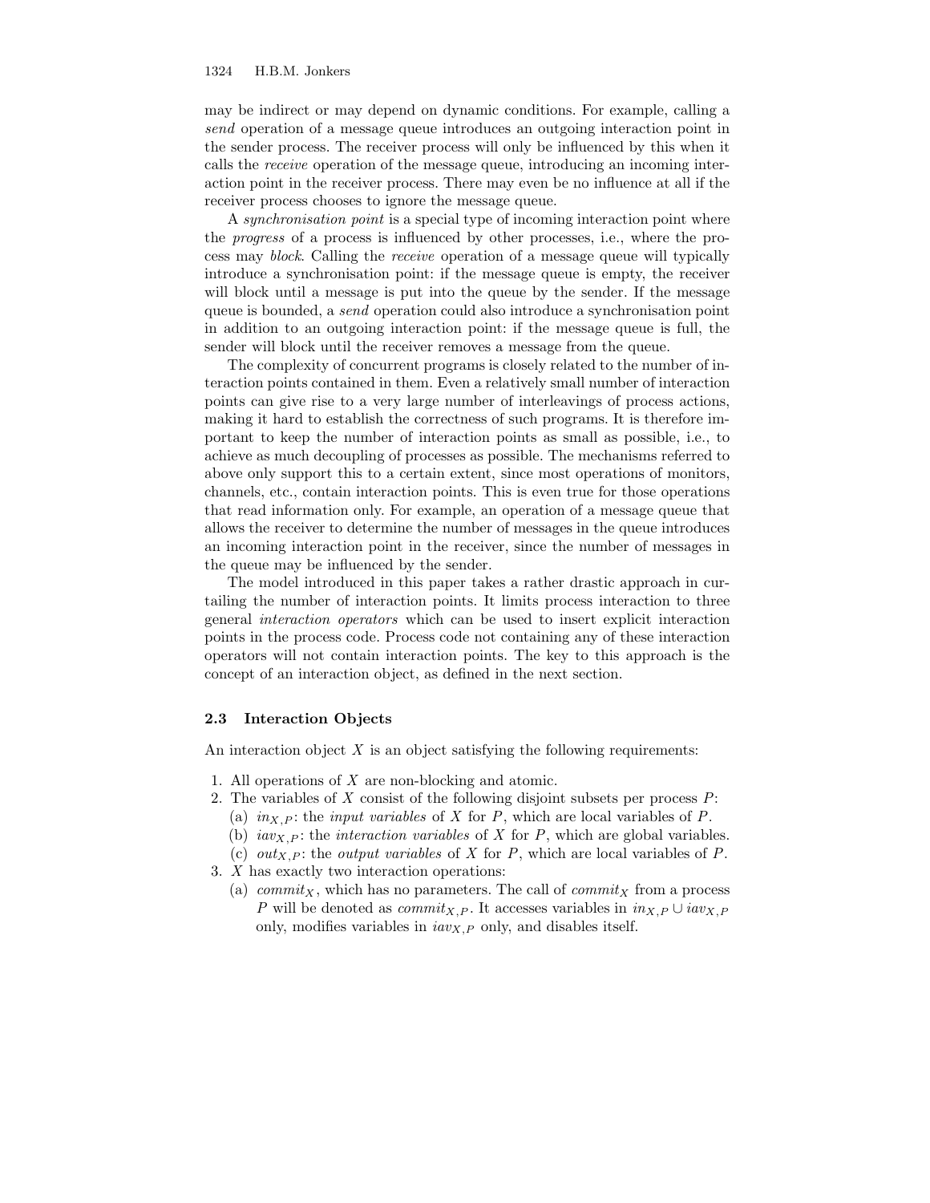may be indirect or may depend on dynamic conditions. For example, calling a *send* operation of a message queue introduces an outgoing interaction point in the sender process. The receiver process will only be influenced by this when it calls the *receive* operation of the message queue, introducing an incoming interaction point in the receiver process. There may even be no influence at all if the receiver process chooses to ignore the message queue.

A *synchronisation point* is a special type of incoming interaction point where the *progress* of a process is influenced by other processes, i.e., where the process may *block*. Calling the *receive* operation of a message queue will typically introduce a synchronisation point: if the message queue is empty, the receiver will block until a message is put into the queue by the sender. If the message queue is bounded, a *send* operation could also introduce a synchronisation point in addition to an outgoing interaction point: if the message queue is full, the sender will block until the receiver removes a message from the queue.

The complexity of concurrent programs is closely related to the number of interaction points contained in them. Even a relatively small number of interaction points can give rise to a very large number of interleavings of process actions, making it hard to establish the correctness of such programs. It is therefore important to keep the number of interaction points as small as possible, i.e., to achieve as much decoupling of processes as possible. The mechanisms referred to above only support this to a certain extent, since most operations of monitors, channels, etc., contain interaction points. This is even true for those operations that read information only. For example, an operation of a message queue that allows the receiver to determine the number of messages in the queue introduces an incoming interaction point in the receiver, since the number of messages in the queue may be influenced by the sender.

The model introduced in this paper takes a rather drastic approach in curtailing the number of interaction points. It limits process interaction to three general *interaction operators* which can be used to insert explicit interaction points in the process code. Process code not containing any of these interaction operators will not contain interaction points. The key to this approach is the concept of an interaction object, as defined in the next section.

### 2.3 Interaction Objects

An interaction object $X$ is an object satisfying the following requirements:

1. All operations of $X$ are non-blocking and atomic.
2. The variables of $X$ consist of the following disjoint subsets per process $P$:
   (a) $in_{X,P}$: the *input variables* of $X$ for $P$, which are local variables of $P$.
   (b) $iav_{X,P}$: the *interaction variables* of $X$ for $P$, which are global variables.
   (c) $out_{X,P}$: the *output variables* of $X$ for $P$, which are local variables of $P$.
3. $X$ has exactly two interaction operations:
   (a) $commit_X$, which has no parameters. The call of $commit_X$ from a process $P$ will be denoted as $commit_{X,P}$. It accesses variables in $in_{X,P} \cup iav_{X,P}$ only, modifies variables in $iav_{X,P}$ only, and disables itself.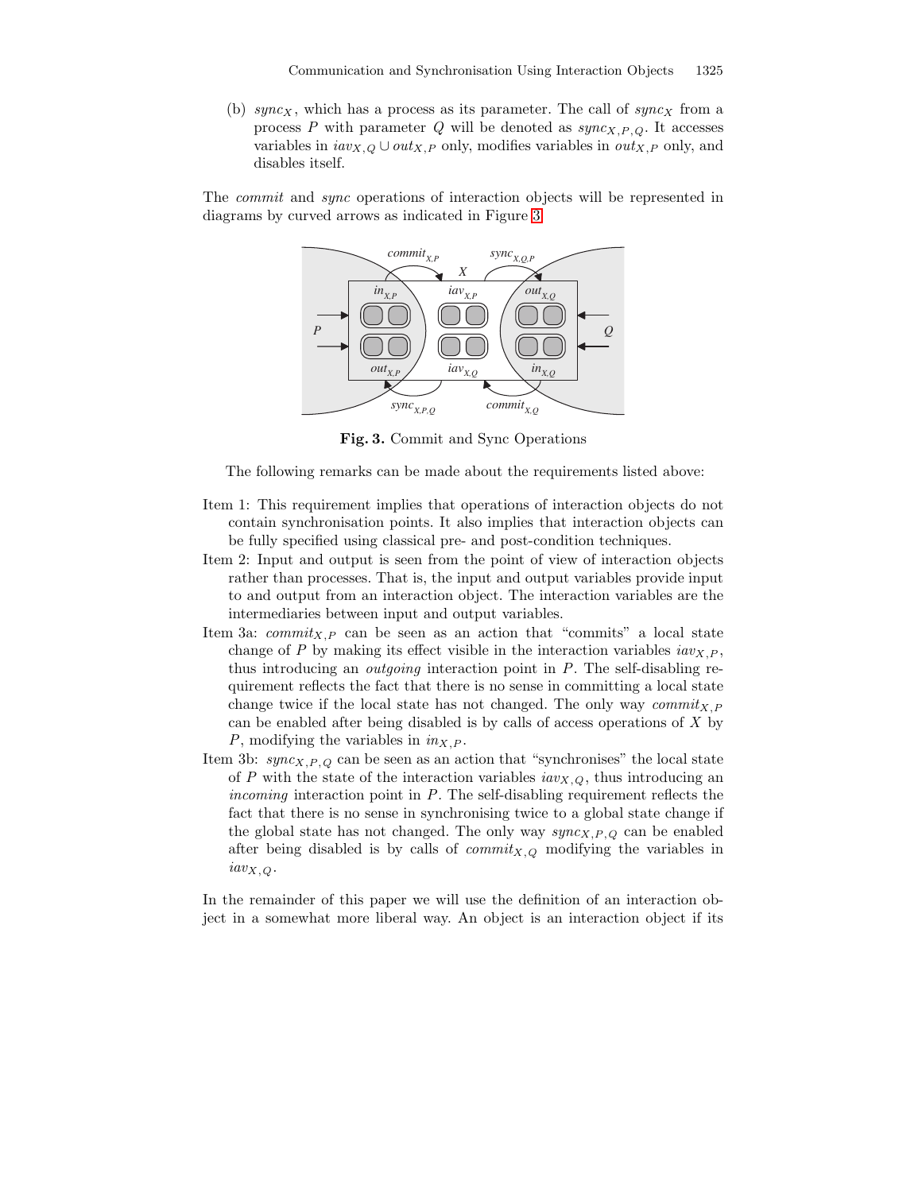(b) $sync_X$, which has a process as its parameter. The call of $sync_X$ from a process $P$ with parameter $Q$ will be denoted as $sync_{X,P,Q}$. It accesses variables in $iav_{X,Q} \cup out_{X,P}$ only, modifies variables in $out_{X,P}$ only, and disables itself.

The *commit* and *sync* operations of interaction objects will be represented in diagrams by curved arrows as indicated in Figure 3.

**Fig. 3.** Commit and Sync Operations

The following remarks can be made about the requirements listed above:

Item 1: This requirement implies that operations of interaction objects do not contain synchronisation points. It also implies that interaction objects can be fully specified using classical pre- and post-condition techniques.

Item 2: Input and output is seen from the point of view of interaction objects rather than processes. That is, the input and output variables provide input to and output from an interaction object. The interaction variables are the intermediaries between input and output variables.

Item 3a: $commit_{X,P}$ can be seen as an action that "commits" a local state change of $P$ by making its effect visible in the interaction variables $iav_{X,P}$, thus introducing an *outgoing* interaction point in $P$. The self-disabling requirement reflects the fact that there is no sense in committing a local state change twice if the local state has not changed. The only way $commit_{X,P}$ can be enabled after being disabled is by calls of access operations of $X$ by $P$, modifying the variables in $in_{X,P}$.

Item 3b: $sync_{X,P,Q}$ can be seen as an action that "synchronises" the local state of $P$ with the state of the interaction variables $iav_{X,Q}$, thus introducing an *incoming* interaction point in $P$. The self-disabling requirement reflects the fact that there is no sense in synchronising twice to a global state change if the global state has not changed. The only way $sync_{X,P,Q}$ can be enabled after being disabled is by calls of $commit_{X,Q}$ modifying the variables in $iav_{X,Q}$.

In the remainder of this paper we will use the definition of an interaction object in a somewhat more liberal way. An object is an interaction object if its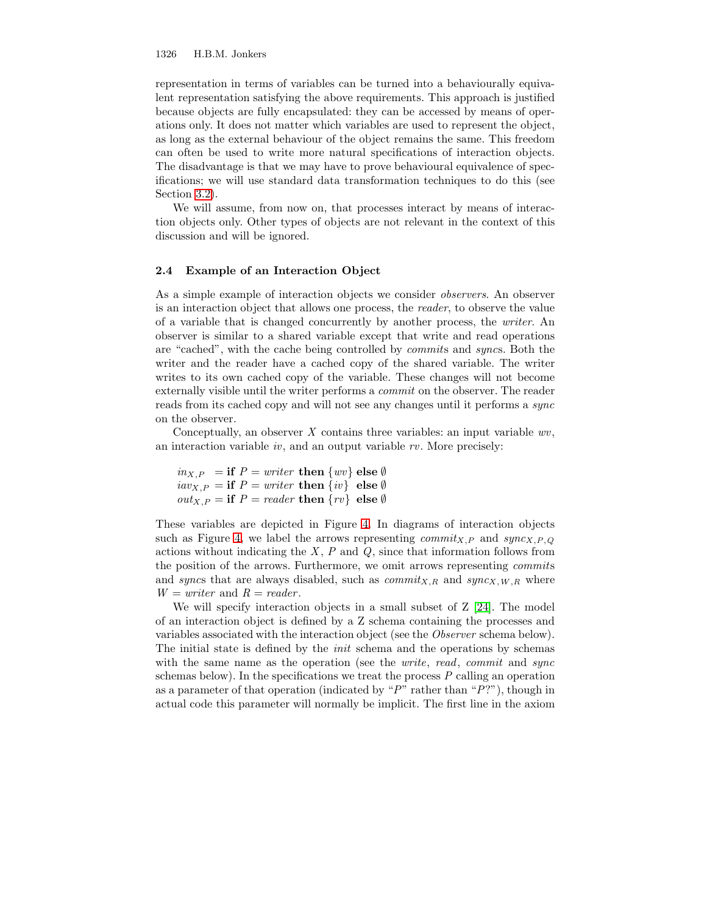representation in terms of variables can be turned into a behaviourally equivalent representation satisfying the above requirements. This approach is justified because objects are fully encapsulated: they can be accessed by means of operations only. It does not matter which variables are used to represent the object, as long as the external behaviour of the object remains the same. This freedom can often be used to write more natural specifications of interaction objects. The disadvantage is that we may have to prove behavioural equivalence of specifications; we will use standard data transformation techniques to do this (see Section 3.2).

We will assume, from now on, that processes interact by means of interaction objects only. Other types of objects are not relevant in the context of this discussion and will be ignored.

### 2.4 Example of an Interaction Object

As a simple example of interaction objects we consider *observers*. An observer is an interaction object that allows one process, the *reader*, to observe the value of a variable that is changed concurrently by another process, the *writer*. An observer is similar to a shared variable except that write and read operations are "cached", with the cache being controlled by *commit*s and *sync*s. Both the writer and the reader have a cached copy of the shared variable. The writer writes to its own cached copy of the variable. These changes will not become externally visible until the writer performs a *commit* on the observer. The reader reads from its cached copy and will not see any changes until it performs a *sync* on the observer.

Conceptually, an observer $X$ contains three variables: an input variable $wv$, an interaction variable $iv$, and an output variable $rv$. More precisely:

$$
\begin{aligned}
in_{X,P} &= \textbf{if } P = writer \textbf{ then } \{wv\} \textbf{ else } \emptyset \\
iav_{X,P} &= \textbf{if } P = writer \textbf{ then } \{iv\} \textbf{ else } \emptyset \\
out_{X,P} &= \textbf{if } P = reader \textbf{ then } \{rv\} \textbf{ else } \emptyset
\end{aligned}
$$

These variables are depicted in Figure 4. In diagrams of interaction objects such as Figure 4, we label the arrows representing $commit_{X,P}$ and $sync_{X,P,Q}$ actions without indicating the $X$, $P$ and $Q$, since that information follows from the position of the arrows. Furthermore, we omit arrows representing *commit*s and *sync*s that are always disabled, such as $commit_{X,R}$ and $sync_{X,W,R}$ where $W = writer$ and $R = reader$.

We will specify interaction objects in a small subset of Z [24]. The model of an interaction object is defined by a Z schema containing the processes and variables associated with the interaction object (see the *Observer* schema below). The initial state is defined by the *init* schema and the operations by schemas with the same name as the operation (see the *write*, *read*, *commit* and *sync* schemas below). In the specifications we treat the process $P$ calling an operation as a parameter of that operation (indicated by "$P$" rather than "$P?$"), though in actual code this parameter will normally be implicit. The first line in the axiom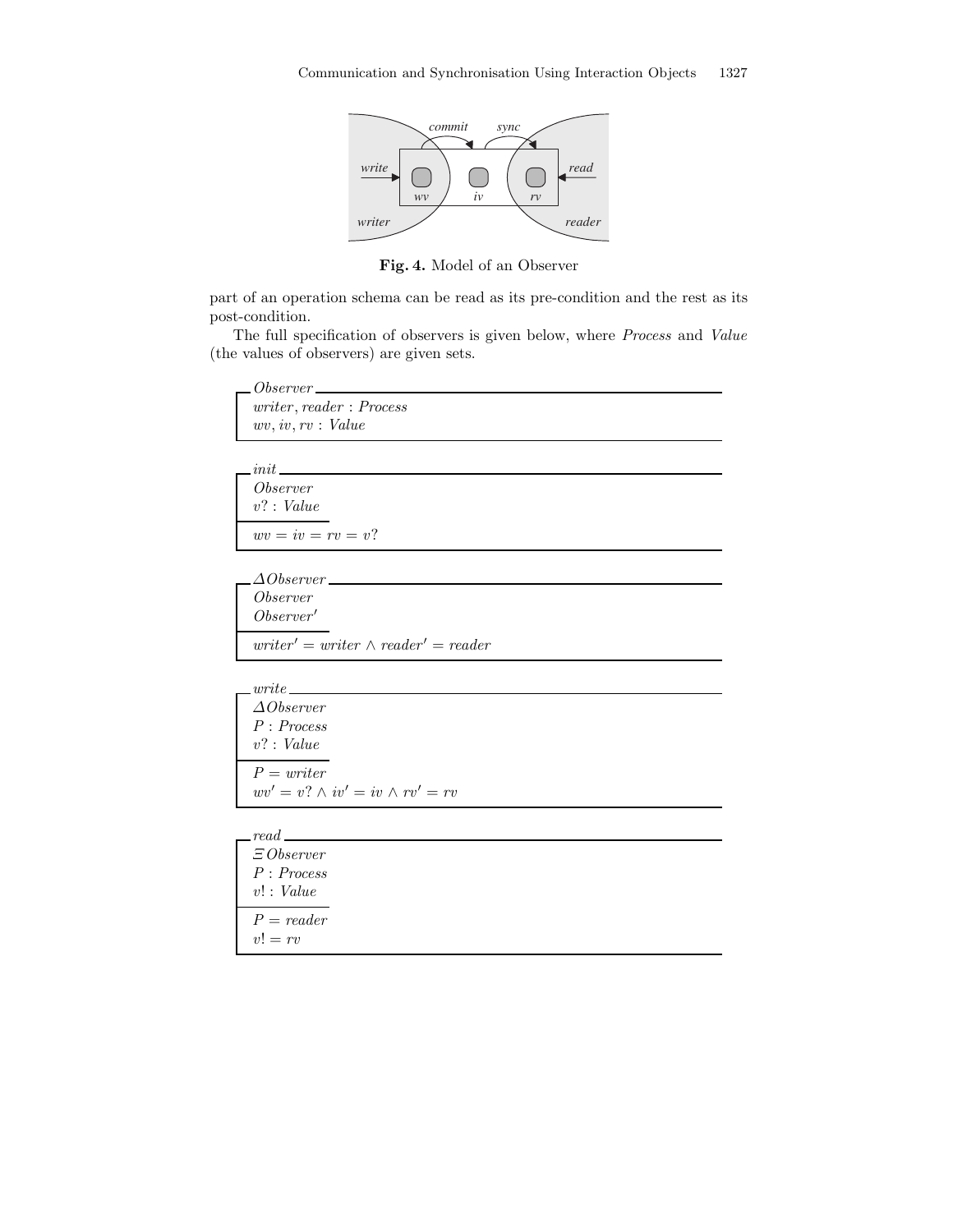Fig. 4. Model of an Observer

part of an operation schema can be read as its pre-condition and the rest as its post-condition.

The full specification of observers is given below, where *Process* and *Value* (the values of observers) are given sets.

```
┌─ Observer ─────────────────────────────
│ writer, reader : Process
│ wv, iv, rv : Value
└────────────────────────────────────────
```

$$
\begin{array}{l}
\textit{writer}, \textit{reader} : \textit{Process} \\
\textit{wv}, \textit{iv}, \textit{rv} : \textit{Value}
\end{array}
$$

```
┌─ init ─────────────────────────────────
│ Observer
│ v? : Value
├──────────
│ wv = iv = rv = v?
└────────────────────────────────────────
```

$$
\begin{array}{l}
\textit{Observer} \\
v? : \textit{Value} \\
\hline
\textit{wv} = \textit{iv} = \textit{rv} = v?
\end{array}
$$

```
┌─ ΔObserver ────────────────────────────
│ Observer
│ Observer′
├──────────
│ writer′ = writer ∧ reader′ = reader
└────────────────────────────────────────
```

$$
\begin{array}{l}
\textit{Observer} \\
\textit{Observer}' \\
\hline
\textit{writer}' = \textit{writer} \wedge \textit{reader}' = \textit{reader}
\end{array}
$$

```
┌─ write ────────────────────────────────
│ ΔObserver
│ P : Process
│ v? : Value
├──────────
│ P = writer
│ wv′ = v? ∧ iv′ = iv ∧ rv′ = rv
└────────────────────────────────────────
```

$$
\begin{array}{l}
\Delta \textit{Observer} \\
P : \textit{Process} \\
v? : \textit{Value} \\
\hline
P = \textit{writer} \\
\textit{wv}' = v? \wedge \textit{iv}' = \textit{iv} \wedge \textit{rv}' = \textit{rv}
\end{array}
$$

```
┌─ read ─────────────────────────────────
│ ΞObserver
│ P : Process
│ v! : Value
├──────────
│ P = reader
│ v! = rv
└────────────────────────────────────────
```

$$
\begin{array}{l}
\Xi \textit{Observer} \\
P : \textit{Process} \\
v! : \textit{Value} \\
\hline
P = \textit{reader} \\
v! = \textit{rv}
\end{array}
$$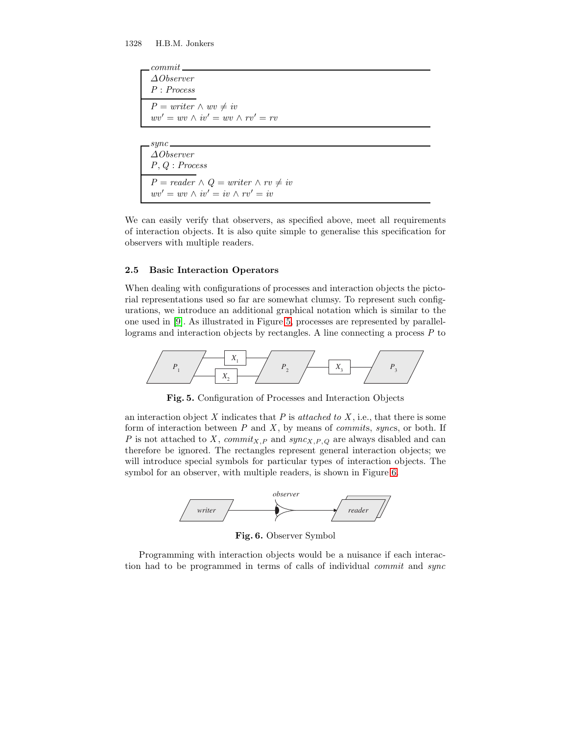*commit*
$\Delta Observer$
$P : Process$

$P = writer \wedge wv \neq iv$
$wv' = wv \wedge iv' = wv \wedge rv' = rv$

*sync*
$\Delta Observer$
$P, Q : Process$

$P = reader \wedge Q = writer \wedge rv \neq iv$
$wv' = wv \wedge iv' = iv \wedge rv' = iv$

We can easily verify that observers, as specified above, meet all requirements of interaction objects. It is also quite simple to generalise this specification for observers with multiple readers.

### 2.5 Basic Interaction Operators

When dealing with configurations of processes and interaction objects the pictorial representations used so far are somewhat clumsy. To represent such configurations, we introduce an additional graphical notation which is similar to the one used in [9]. As illustrated in Figure 5, processes are represented by parallelograms and interaction objects by rectangles. A line connecting a process $P$ to

**Fig. 5.** Configuration of Processes and Interaction Objects

an interaction object $X$ indicates that $P$ is *attached to* $X$, i.e., that there is some form of interaction between $P$ and $X$, by means of *commit*s, *sync*s, or both. If $P$ is not attached to $X$, $commit_{X,P}$ and $sync_{X,P,Q}$ are always disabled and can therefore be ignored. The rectangles represent general interaction objects; we will introduce special symbols for particular types of interaction objects. The symbol for an observer, with multiple readers, is shown in Figure 6.

**Fig. 6.** Observer Symbol

Programming with interaction objects would be a nuisance if each interaction had to be programmed in terms of calls of individual *commit* and *sync*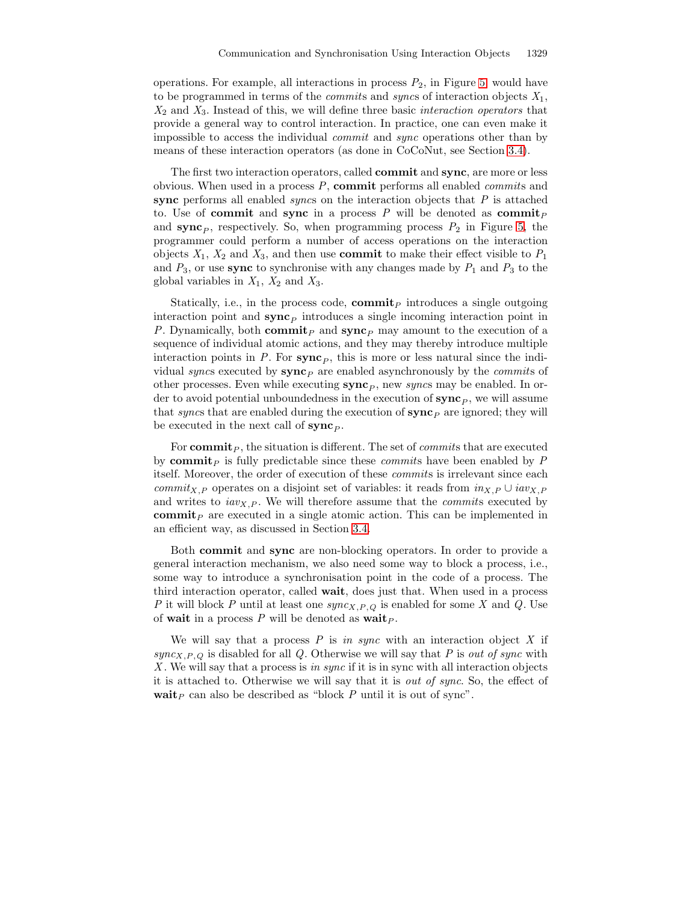operations. For example, all interactions in process $P_2$, in Figure 5, would have to be programmed in terms of the *commit*s and *sync*s of interaction objects $X_1$, $X_2$ and $X_3$. Instead of this, we will define three basic *interaction operators* that provide a general way to control interaction. In practice, one can even make it impossible to access the individual *commit* and *sync* operations other than by means of these interaction operators (as done in CoCoNut, see Section 3.4).

The first two interaction operators, called **commit** and **sync**, are more or less obvious. When used in a process $P$, **commit** performs all enabled *commit*s and **sync** performs all enabled *sync*s on the interaction objects that $P$ is attached to. Use of **commit** and **sync** in a process $P$ will be denoted as $\mathbf{commit}_P$ and $\mathbf{sync}_P$, respectively. So, when programming process $P_2$ in Figure 5, the programmer could perform a number of access operations on the interaction objects $X_1$, $X_2$ and $X_3$, and then use **commit** to make their effect visible to $P_1$ and $P_3$, or use **sync** to synchronise with any changes made by $P_1$ and $P_3$ to the global variables in $X_1$, $X_2$ and $X_3$.

Statically, i.e., in the process code, $\mathbf{commit}_P$ introduces a single outgoing interaction point and $\mathbf{sync}_P$ introduces a single incoming interaction point in $P$. Dynamically, both $\mathbf{commit}_P$ and $\mathbf{sync}_P$ may amount to the execution of a sequence of individual atomic actions, and they may thereby introduce multiple interaction points in $P$. For $\mathbf{sync}_P$, this is more or less natural since the individual *sync*s executed by $\mathbf{sync}_P$ are enabled asynchronously by the *commit*s of other processes. Even while executing $\mathbf{sync}_P$, new *sync*s may be enabled. In order to avoid potential unboundedness in the execution of $\mathbf{sync}_P$, we will assume that *sync*s that are enabled during the execution of $\mathbf{sync}_P$ are ignored; they will be executed in the next call of $\mathbf{sync}_P$.

For $\mathbf{commit}_P$, the situation is different. The set of *commit*s that are executed by $\mathbf{commit}_P$ is fully predictable since these *commit*s have been enabled by $P$ itself. Moreover, the order of execution of these *commit*s is irrelevant since each $commit_{X,P}$ operates on a disjoint set of variables: it reads from $in_{X,P} \cup iav_{X,P}$ and writes to $iav_{X,P}$. We will therefore assume that the *commit*s executed by $\mathbf{commit}_P$ are executed in a single atomic action. This can be implemented in an efficient way, as discussed in Section 3.4.

Both **commit** and **sync** are non-blocking operators. In order to provide a general interaction mechanism, we also need some way to block a process, i.e., some way to introduce a synchronisation point in the code of a process. The third interaction operator, called **wait**, does just that. When used in a process $P$ it will block $P$ until at least one $sync_{X,P,Q}$ is enabled for some $X$ and $Q$. Use of **wait** in a process $P$ will be denoted as $\mathbf{wait}_P$.

We will say that a process $P$ is *in sync* with an interaction object $X$ if $sync_{X,P,Q}$ is disabled for all $Q$. Otherwise we will say that $P$ is *out of sync* with $X$. We will say that a process is *in sync* if it is in sync with all interaction objects it is attached to. Otherwise we will say that it is *out of sync*. So, the effect of $\mathbf{wait}_P$ can also be described as "block $P$ until it is out of sync".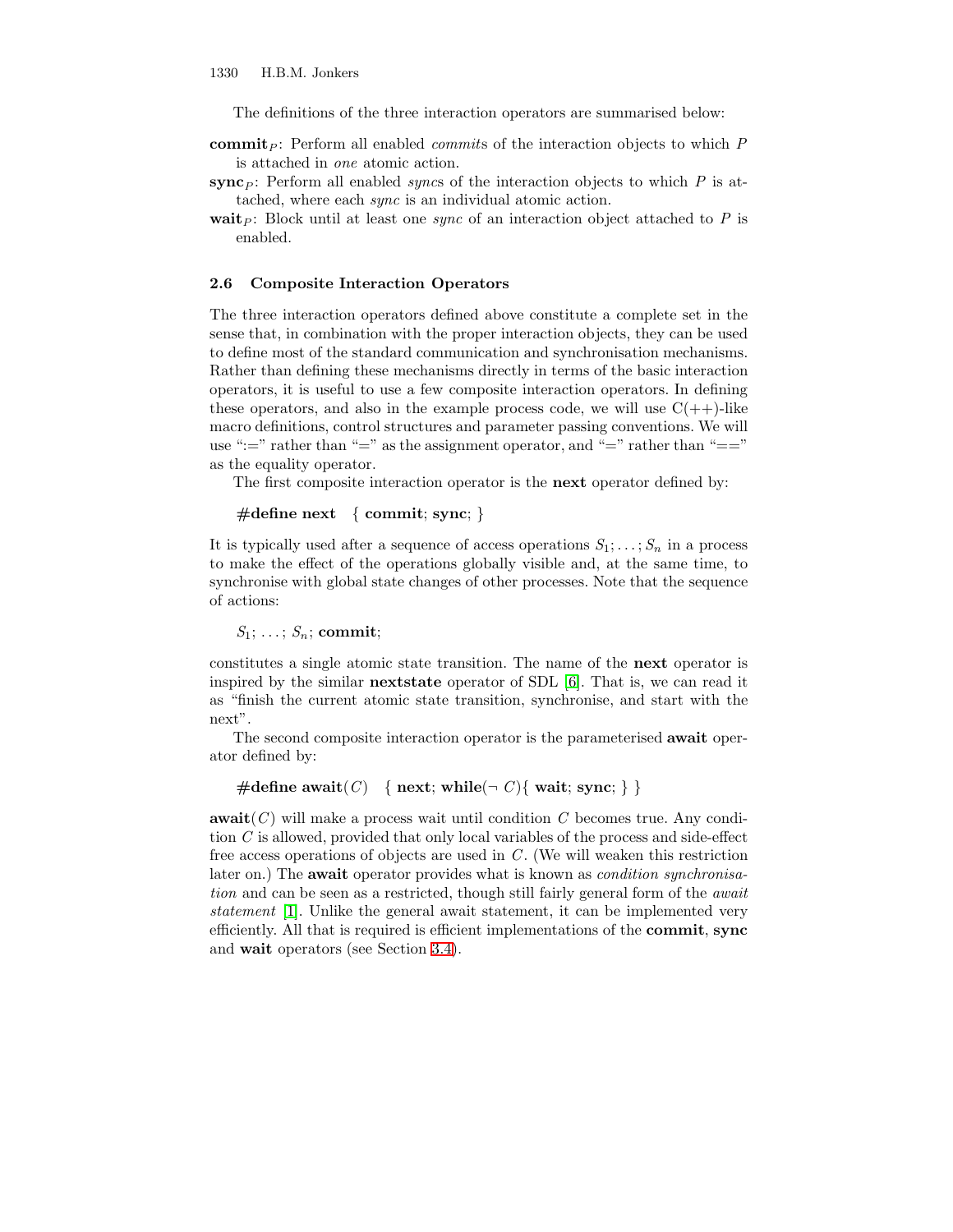The definitions of the three interaction operators are summarised below:

**commit**$_P$: Perform all enabled *commit*s of the interaction objects to which $P$ is attached in *one* atomic action.

**sync**$_P$: Perform all enabled *sync*s of the interaction objects to which $P$ is attached, where each *sync* is an individual atomic action.

**wait**$_P$: Block until at least one *sync* of an interaction object attached to $P$ is enabled.

### 2.6 Composite Interaction Operators

The three interaction operators defined above constitute a complete set in the sense that, in combination with the proper interaction objects, they can be used to define most of the standard communication and synchronisation mechanisms. Rather than defining these mechanisms directly in terms of the basic interaction operators, it is useful to use a few composite interaction operators. In defining these operators, and also in the example process code, we will use C(++)-like macro definitions, control structures and parameter passing conventions. We will use ":=" rather than "=" as the assignment operator, and "=" rather than "==" as the equality operator.

The first composite interaction operator is the **next** operator defined by:

**#define next** { **commit**; **sync**; }

It is typically used after a sequence of access operations $S_1; \ldots; S_n$ in a process to make the effect of the operations globally visible and, at the same time, to synchronise with global state changes of other processes. Note that the sequence of actions:

$S_1; \ldots; S_n;$ **commit**;

constitutes a single atomic state transition. The name of the **next** operator is inspired by the similar **nextstate** operator of SDL [6]. That is, we can read it as "finish the current atomic state transition, synchronise, and start with the next".

The second composite interaction operator is the parameterised **await** operator defined by:

**#define await**$(C)$ { **next**; **while**$(\neg\ C)${ **wait**; **sync**; } }

**await**$(C)$ will make a process wait until condition $C$ becomes true. Any condition $C$ is allowed, provided that only local variables of the process and side-effect free access operations of objects are used in $C$. (We will weaken this restriction later on.) The **await** operator provides what is known as *condition synchronisation* and can be seen as a restricted, though still fairly general form of the *await statement* [1]. Unlike the general await statement, it can be implemented very efficiently. All that is required is efficient implementations of the **commit**, **sync** and **wait** operators (see Section 3.4).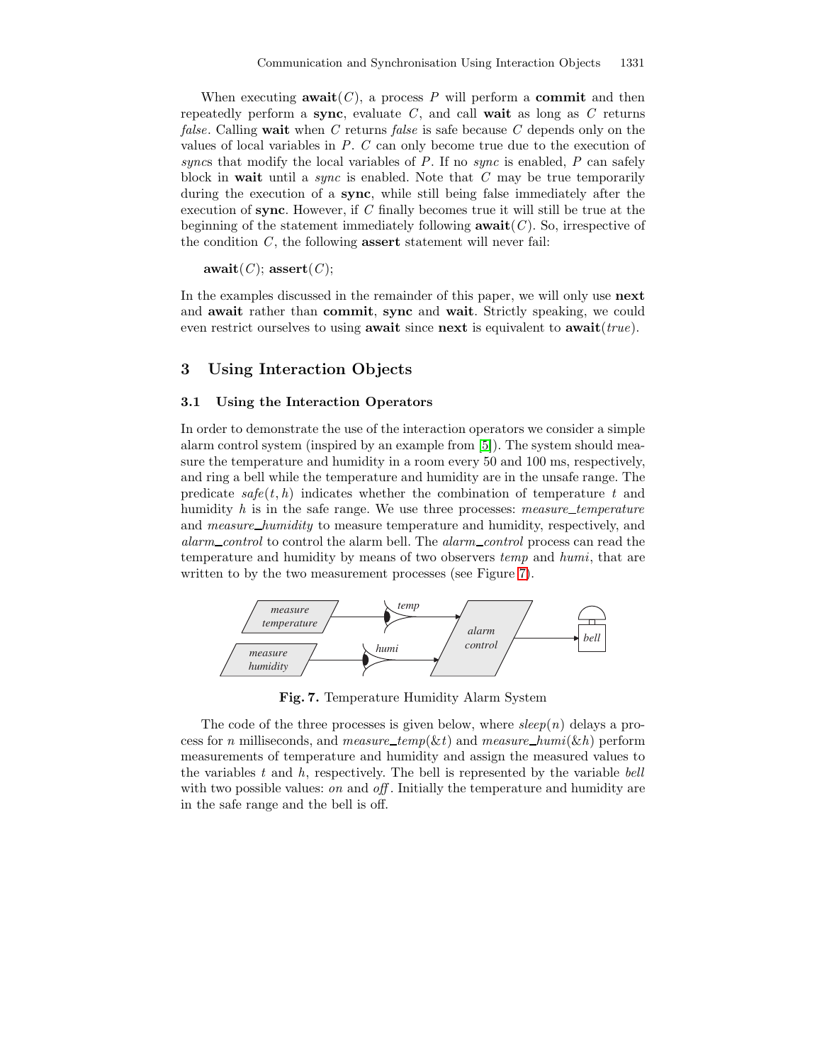When executing **await**($C$), a process $P$ will perform a **commit** and then repeatedly perform a **sync**, evaluate $C$, and call **wait** as long as $C$ returns *false*. Calling **wait** when $C$ returns *false* is safe because $C$ depends only on the values of local variables in $P$. $C$ can only become true due to the execution of *sync*s that modify the local variables of $P$. If no *sync* is enabled, $P$ can safely block in **wait** until a *sync* is enabled. Note that $C$ may be true temporarily during the execution of a **sync**, while still being false immediately after the execution of **sync**. However, if $C$ finally becomes true it will still be true at the beginning of the statement immediately following **await**($C$). So, irrespective of the condition $C$, the following **assert** statement will never fail:

**await**($C$); **assert**($C$);

In the examples discussed in the remainder of this paper, we will only use **next** and **await** rather than **commit**, **sync** and **wait**. Strictly speaking, we could even restrict ourselves to using **await** since **next** is equivalent to **await**(*true*).

## 3 Using Interaction Objects

### 3.1 Using the Interaction Operators

In order to demonstrate the use of the interaction operators we consider a simple alarm control system (inspired by an example from [5]). The system should measure the temperature and humidity in a room every 50 and 100 ms, respectively, and ring a bell while the temperature and humidity are in the unsafe range. The predicate $safe(t, h)$ indicates whether the combination of temperature $t$ and humidity $h$ is in the safe range. We use three processes: *measure_temperature* and *measure_humidity* to measure temperature and humidity, respectively, and *alarm_control* to control the alarm bell. The *alarm_control* process can read the temperature and humidity by means of two observers *temp* and *humi*, that are written to by the two measurement processes (see Figure 7).

**Fig. 7.** Temperature Humidity Alarm System

The code of the three processes is given below, where $sleep(n)$ delays a process for $n$ milliseconds, and *measure_temp*($\&t$) and *measure_humi*($\&h$) perform measurements of temperature and humidity and assign the measured values to the variables $t$ and $h$, respectively. The bell is represented by the variable *bell* with two possible values: *on* and *off*. Initially the temperature and humidity are in the safe range and the bell is off.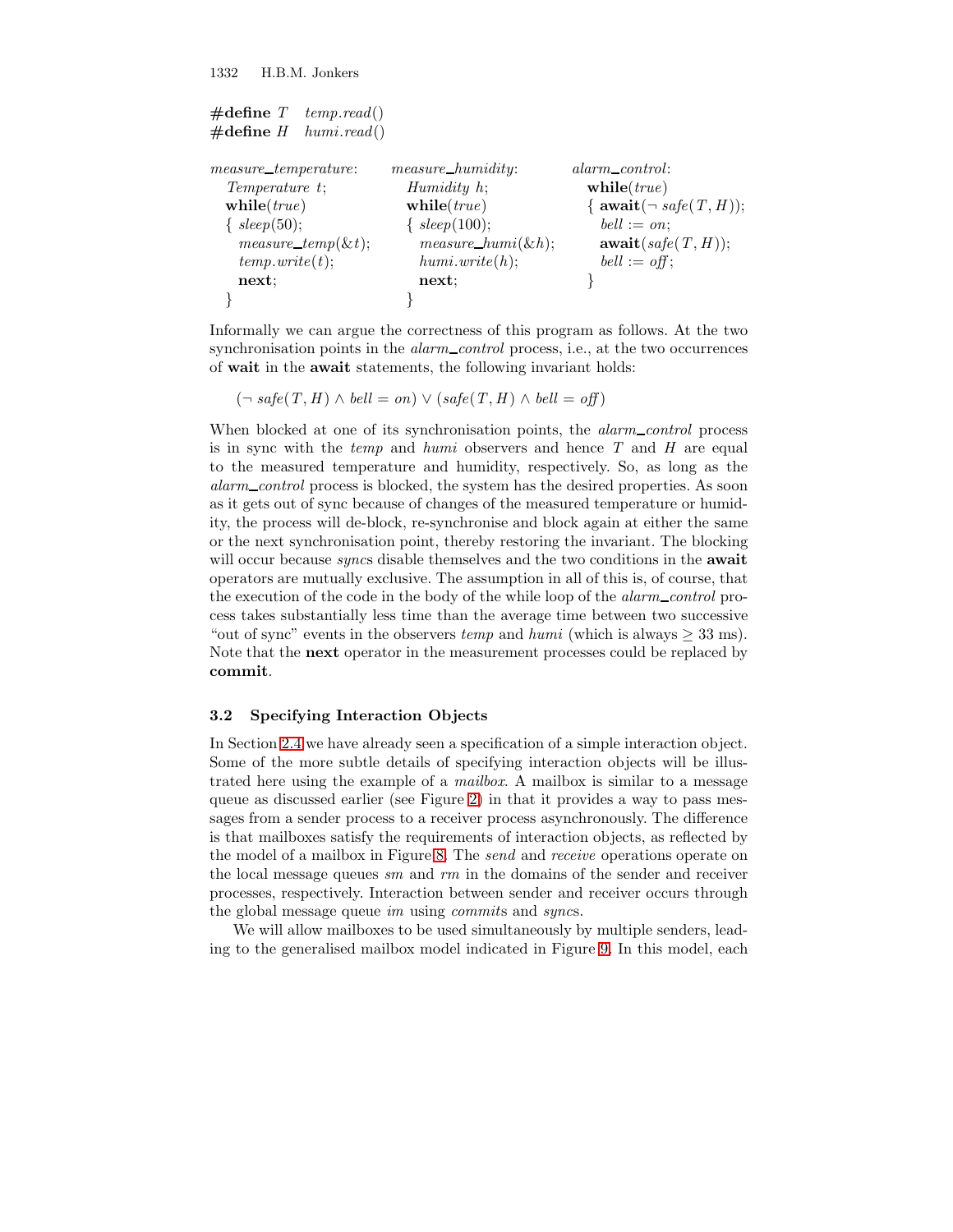```
#define T    temp.read()
#define H    humi.read()
```

```
measure_temperature:        measure_humidity:          alarm_control:
  Temperature t;              Humidity h;                while(true)
  while(true)                 while(true)                { await(¬ safe(T, H));
  { sleep(50);                { sleep(100);                  bell := on;
    measure_temp(&t);           measure_humi(&h);            await(safe(T, H));
    temp.write(t);              humi.write(h);               bell := off;
    next;                       next;                    }
  }                           }
```

Informally we can argue the correctness of this program as follows. At the two synchronisation points in the *alarm_control* process, i.e., at the two occurrences of **wait** in the **await** statements, the following invariant holds:

$$(\neg\, safe(T, H) \wedge bell = on) \vee (safe(T, H) \wedge bell = off)$$

When blocked at one of its synchronisation points, the *alarm_control* process is in sync with the *temp* and *humi* observers and hence $T$ and $H$ are equal to the measured temperature and humidity, respectively. So, as long as the *alarm_control* process is blocked, the system has the desired properties. As soon as it gets out of sync because of changes of the measured temperature or humidity, the process will de-block, re-synchronise and block again at either the same or the next synchronisation point, thereby restoring the invariant. The blocking will occur because *sync*s disable themselves and the two conditions in the **await** operators are mutually exclusive. The assumption in all of this is, of course, that the execution of the code in the body of the while loop of the *alarm_control* process takes substantially less time than the average time between two successive "out of sync" events in the observers *temp* and *humi* (which is always $\geq 33$ ms). Note that the **next** operator in the measurement processes could be replaced by **commit**.

### 3.2 Specifying Interaction Objects

In Section 2.4 we have already seen a specification of a simple interaction object. Some of the more subtle details of specifying interaction objects will be illustrated here using the example of a *mailbox*. A mailbox is similar to a message queue as discussed earlier (see Figure 2) in that it provides a way to pass messages from a sender process to a receiver process asynchronously. The difference is that mailboxes satisfy the requirements of interaction objects, as reflected by the model of a mailbox in Figure 8. The *send* and *receive* operations operate on the local message queues *sm* and *rm* in the domains of the sender and receiver processes, respectively. Interaction between sender and receiver occurs through the global message queue *im* using *commit*s and *sync*s.

We will allow mailboxes to be used simultaneously by multiple senders, leading to the generalised mailbox model indicated in Figure 9. In this model, each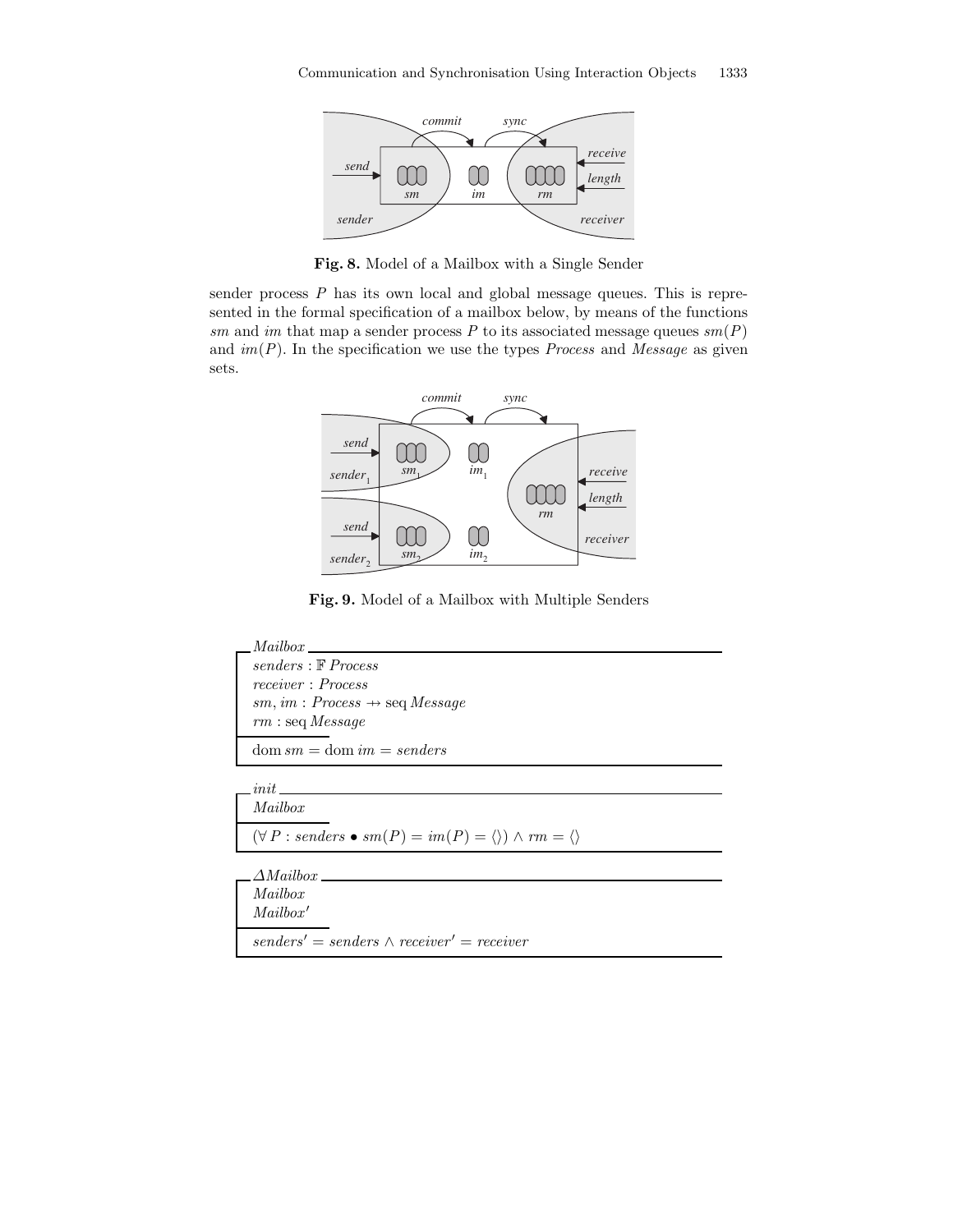Fig. 8. Model of a Mailbox with a Single Sender

sender process $P$ has its own local and global message queues. This is represented in the formal specification of a mailbox below, by means of the functions $sm$ and $im$ that map a sender process $P$ to its associated message queues $sm(P)$ and $im(P)$. In the specification we use the types *Process* and *Message* as given sets.

Fig. 9. Model of a Mailbox with Multiple Senders

```
┌─ Mailbox ──────────────────────────────────────────
│ senders : 𝔽 Process
│ receiver : Process
│ sm, im : Process ⇸ seq Message
│ rm : seq Message
├────────────
│ dom sm = dom im = senders
└────────────────────────────────────────────────────

┌─ init ─────────────────────────────────────────────
│ Mailbox
├────────────
│ (∀ P : senders • sm(P) = im(P) = ⟨⟩) ∧ rm = ⟨⟩
└────────────────────────────────────────────────────

┌─ ΔMailbox ─────────────────────────────────────────
│ Mailbox
│ Mailbox′
├────────────
│ senders′ = senders ∧ receiver′ = receiver
└────────────────────────────────────────────────────
```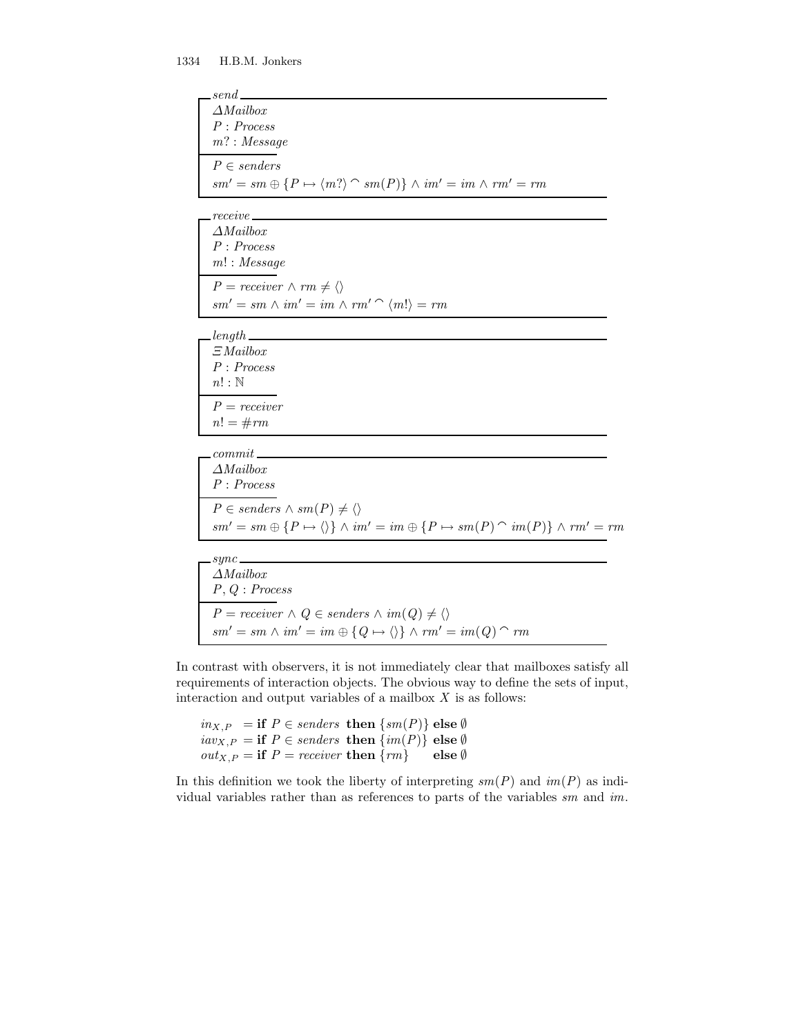*send*

$\Delta Mailbox$  
$P : Process$  
$m? : Message$

$P \in senders$  
$sm' = sm \oplus \{P \mapsto \langle m? \rangle \frown sm(P)\} \wedge im' = im \wedge rm' = rm$

---

*receive*

$\Delta Mailbox$  
$P : Process$  
$m! : Message$

$P = receiver \wedge rm \neq \langle\rangle$  
$sm' = sm \wedge im' = im \wedge rm' \frown \langle m! \rangle = rm$

---

*length*

$\Xi Mailbox$  
$P : Process$  
$n! : \mathbb{N}$

$P = receiver$  
$n! = \#rm$

---

*commit*

$\Delta Mailbox$  
$P : Process$

$P \in senders \wedge sm(P) \neq \langle\rangle$  
$sm' = sm \oplus \{P \mapsto \langle\rangle\} \wedge im' = im \oplus \{P \mapsto sm(P) \frown im(P)\} \wedge rm' = rm$

---

*sync*

$\Delta Mailbox$  
$P, Q : Process$

$P = receiver \wedge Q \in senders \wedge im(Q) \neq \langle\rangle$  
$sm' = sm \wedge im' = im \oplus \{Q \mapsto \langle\rangle\} \wedge rm' = im(Q) \frown rm$

---

In contrast with observers, it is not immediately clear that mailboxes satisfy all requirements of interaction objects. The obvious way to define the sets of input, interaction and output variables of a mailbox $X$ is as follows:

$$
\begin{aligned}
in_{X,P} &= \textbf{if } P \in senders \textbf{ then } \{sm(P)\} \textbf{ else } \emptyset \\
iav_{X,P} &= \textbf{if } P \in senders \textbf{ then } \{im(P)\} \textbf{ else } \emptyset \\
out_{X,P} &= \textbf{if } P = receiver \textbf{ then } \{rm\} \quad \textbf{ else } \emptyset
\end{aligned}
$$

In this definition we took the liberty of interpreting $sm(P)$ and $im(P)$ as individual variables rather than as references to parts of the variables $sm$ and $im$.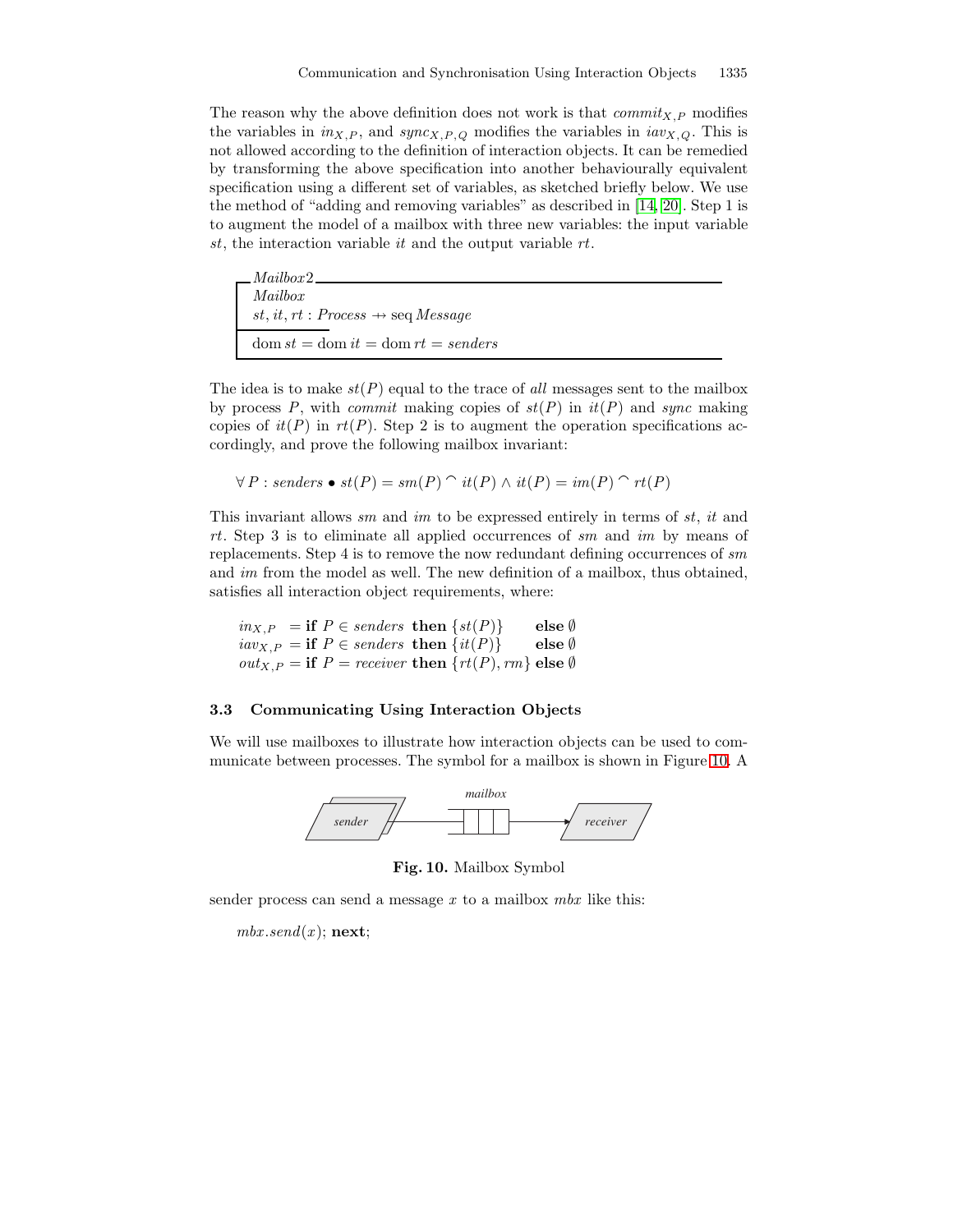The reason why the above definition does not work is that $commit_{X,P}$ modifies the variables in $in_{X,P}$, and $sync_{X,P,Q}$ modifies the variables in $iav_{X,Q}$. This is not allowed according to the definition of interaction objects. It can be remedied by transforming the above specification into another behaviourally equivalent specification using a different set of variables, as sketched briefly below. We use the method of "adding and removing variables" as described in [14, 20]. Step 1 is to augment the model of a mailbox with three new variables: the input variable $st$, the interaction variable $it$ and the output variable $rt$.

$$
\begin{array}{|l}
\textit{Mailbox2} \\
\hline
\textit{Mailbox} \\
st, it, rt : \textit{Process} \nrightarrow \operatorname{seq} \textit{Message} \\
\hline
\operatorname{dom} st = \operatorname{dom} it = \operatorname{dom} rt = \textit{senders}
\end{array}
$$

The idea is to make $st(P)$ equal to the trace of *all* messages sent to the mailbox by process $P$, with *commit* making copies of $st(P)$ in $it(P)$ and *sync* making copies of $it(P)$ in $rt(P)$. Step 2 is to augment the operation specifications accordingly, and prove the following mailbox invariant:

$$\forall P : \textit{senders} \bullet st(P) = sm(P) \frown it(P) \land it(P) = im(P) \frown rt(P)$$

This invariant allows $sm$ and $im$ to be expressed entirely in terms of $st$, $it$ and $rt$. Step 3 is to eliminate all applied occurrences of $sm$ and $im$ by means of replacements. Step 4 is to remove the now redundant defining occurrences of $sm$ and $im$ from the model as well. The new definition of a mailbox, thus obtained, satisfies all interaction object requirements, where:

$$
\begin{array}{ll}
in_{X,P} & = \textbf{if } P \in \textit{senders} \textbf{ then } \{st(P)\} \quad \textbf{else } \emptyset \\
iav_{X,P} & = \textbf{if } P \in \textit{senders} \textbf{ then } \{it(P)\} \quad \textbf{else } \emptyset \\
out_{X,P} & = \textbf{if } P = \textit{receiver} \textbf{ then } \{rt(P), rm\} \textbf{ else } \emptyset
\end{array}
$$

### 3.3 Communicating Using Interaction Objects

We will use mailboxes to illustrate how interaction objects can be used to communicate between processes. The symbol for a mailbox is shown in Figure 10. A

**Fig. 10.** Mailbox Symbol

sender process can send a message $x$ to a mailbox $mbx$ like this:

$mbx.send(x)$; **next**;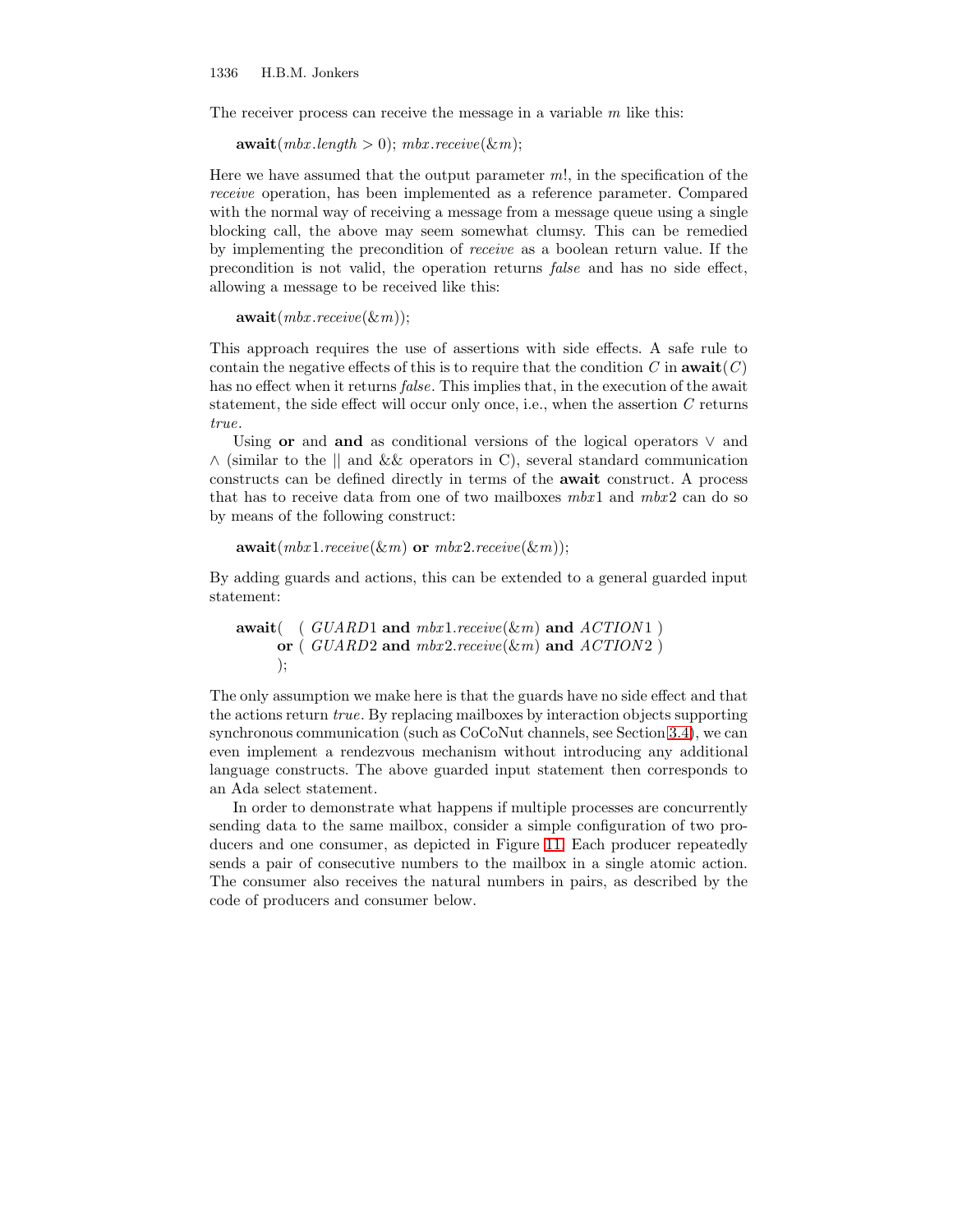The receiver process can receive the message in a variable $m$ like this:

**await**($mbx.length > 0$); $mbx.receive(\&m)$;

Here we have assumed that the output parameter $m!$, in the specification of the *receive* operation, has been implemented as a reference parameter. Compared with the normal way of receiving a message from a message queue using a single blocking call, the above may seem somewhat clumsy. This can be remedied by implementing the precondition of *receive* as a boolean return value. If the precondition is not valid, the operation returns *false* and has no side effect, allowing a message to be received like this:

**await**($mbx.receive(\&m)$);

This approach requires the use of assertions with side effects. A safe rule to contain the negative effects of this is to require that the condition $C$ in **await**($C$) has no effect when it returns *false*. This implies that, in the execution of the await statement, the side effect will occur only once, i.e., when the assertion $C$ returns *true*.

Using **or** and **and** as conditional versions of the logical operators $\vee$ and $\wedge$ (similar to the || and && operators in C), several standard communication constructs can be defined directly in terms of the **await** construct. A process that has to receive data from one of two mailboxes $mbx1$ and $mbx2$ can do so by means of the following construct:

**await**($mbx1.receive(\&m)$ **or** $mbx2.receive(\&m)$);

By adding guards and actions, this can be extended to a general guarded input statement:

```
await(   ( GUARD1 and mbx1.receive(&m) and ACTION1 )
      or ( GUARD2 and mbx2.receive(&m) and ACTION2 )
      );
```

The only assumption we make here is that the guards have no side effect and that the actions return *true*. By replacing mailboxes by interaction objects supporting synchronous communication (such as CoCoNut channels, see Section 3.4), we can even implement a rendezvous mechanism without introducing any additional language constructs. The above guarded input statement then corresponds to an Ada select statement.

In order to demonstrate what happens if multiple processes are concurrently sending data to the same mailbox, consider a simple configuration of two producers and one consumer, as depicted in Figure 11. Each producer repeatedly sends a pair of consecutive numbers to the mailbox in a single atomic action. The consumer also receives the natural numbers in pairs, as described by the code of producers and consumer below.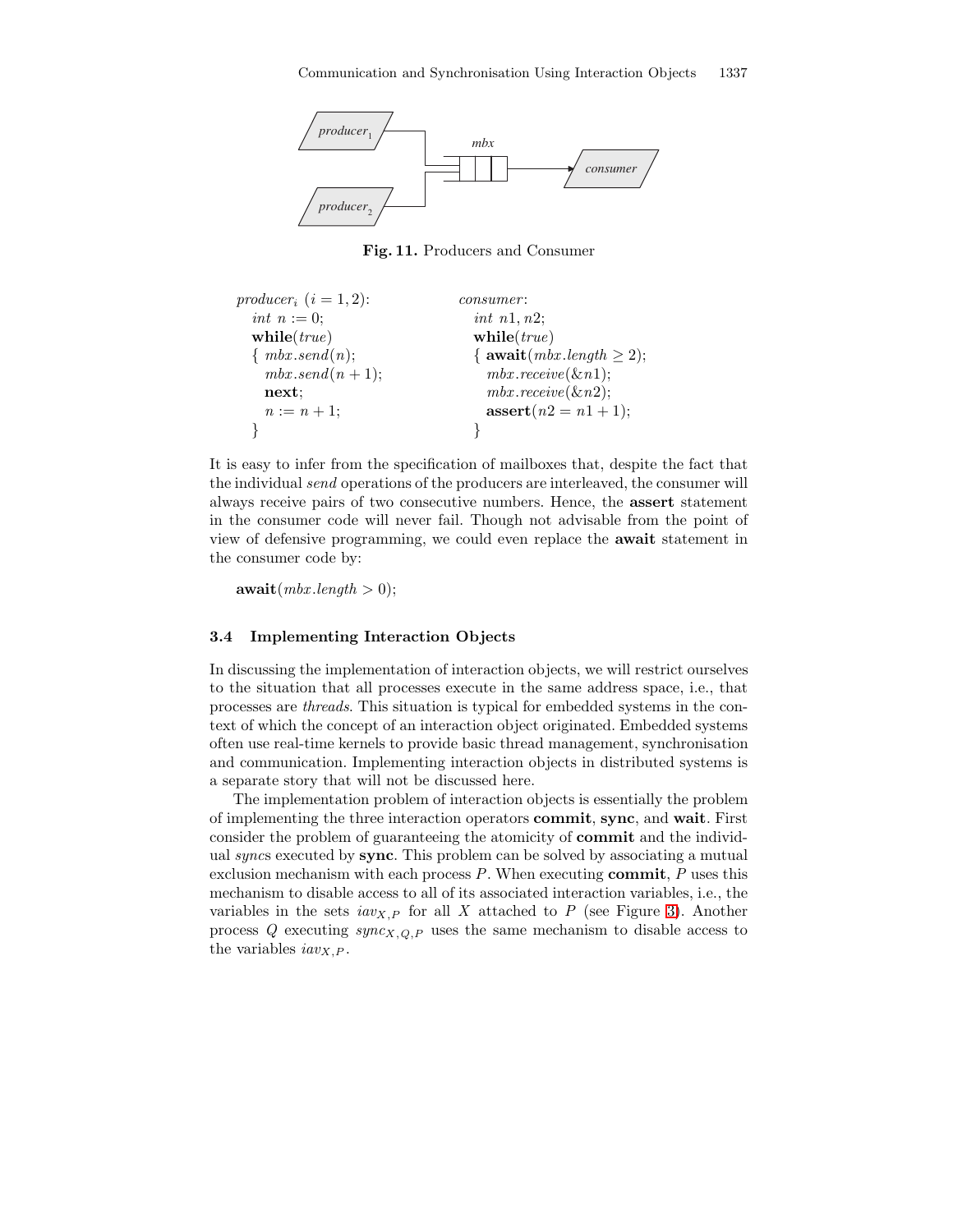Fig. 11. Producers and Consumer

```
producer_i (i = 1, 2):
   int n := 0;
   while(true)
   { mbx.send(n);
     mbx.send(n + 1);
     next;
     n := n + 1;
   }
```

```
consumer:
   int n1, n2;
   while(true)
   { await(mbx.length ≥ 2);
     mbx.receive(&n1);
     mbx.receive(&n2);
     assert(n2 = n1 + 1);
   }
```

It is easy to infer from the specification of mailboxes that, despite the fact that the individual *send* operations of the producers are interleaved, the consumer will always receive pairs of two consecutive numbers. Hence, the **assert** statement in the consumer code will never fail. Though not advisable from the point of view of defensive programming, we could even replace the **await** statement in the consumer code by:

**await**(*mbx.length* > 0);

### 3.4 Implementing Interaction Objects

In discussing the implementation of interaction objects, we will restrict ourselves to the situation that all processes execute in the same address space, i.e., that processes are *threads*. This situation is typical for embedded systems in the context of which the concept of an interaction object originated. Embedded systems often use real-time kernels to provide basic thread management, synchronisation and communication. Implementing interaction objects in distributed systems is a separate story that will not be discussed here.

The implementation problem of interaction objects is essentially the problem of implementing the three interaction operators **commit**, **sync**, and **wait**. First consider the problem of guaranteeing the atomicity of **commit** and the individual *sync*s executed by **sync**. This problem can be solved by associating a mutual exclusion mechanism with each process $P$. When executing **commit**, $P$ uses this mechanism to disable access to all of its associated interaction variables, i.e., the variables in the sets $iav_{X,P}$ for all $X$ attached to $P$ (see Figure 3). Another process $Q$ executing $sync_{X,Q,P}$ uses the same mechanism to disable access to the variables $iav_{X,P}$.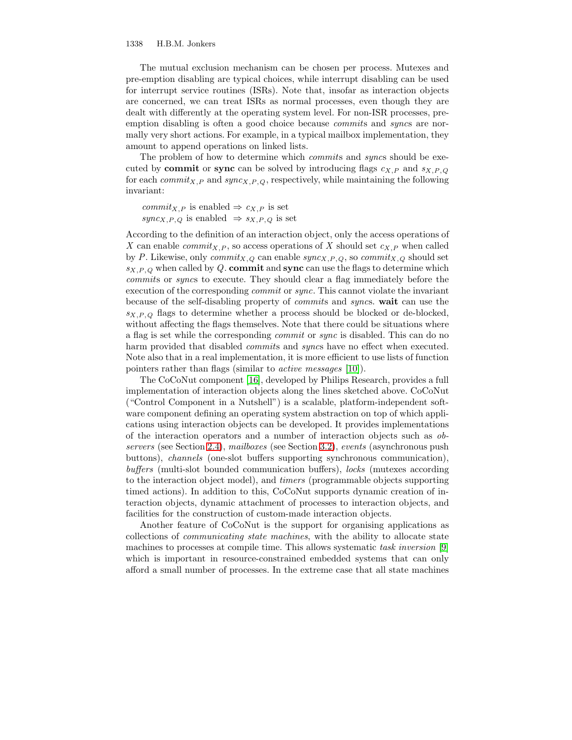The mutual exclusion mechanism can be chosen per process. Mutexes and pre-emption disabling are typical choices, while interrupt disabling can be used for interrupt service routines (ISRs). Note that, insofar as interaction objects are concerned, we can treat ISRs as normal processes, even though they are dealt with differently at the operating system level. For non-ISR processes, pre-emption disabling is often a good choice because *commit*s and *sync*s are normally very short actions. For example, in a typical mailbox implementation, they amount to append operations on linked lists.

The problem of how to determine which *commit*s and *sync*s should be executed by **commit** or **sync** can be solved by introducing flags $c_{X,P}$ and $s_{X,P,Q}$ for each $commit_{X,P}$ and $sync_{X,P,Q}$, respectively, while maintaining the following invariant:

$commit_{X,P}$ is enabled $\Rightarrow c_{X,P}$ is set
$sync_{X,P,Q}$ is enabled $\Rightarrow s_{X,P,Q}$ is set

According to the definition of an interaction object, only the access operations of $X$ can enable $commit_{X,P}$, so access operations of $X$ should set $c_{X,P}$ when called by $P$. Likewise, only $commit_{X,Q}$ can enable $sync_{X,P,Q}$, so $commit_{X,Q}$ should set $s_{X,P,Q}$ when called by $Q$. **commit** and **sync** can use the flags to determine which *commit*s or *sync*s to execute. They should clear a flag immediately before the execution of the corresponding *commit* or *sync*. This cannot violate the invariant because of the self-disabling property of *commit*s and *sync*s. **wait** can use the $s_{X,P,Q}$ flags to determine whether a process should be blocked or de-blocked, without affecting the flags themselves. Note that there could be situations where a flag is set while the corresponding *commit* or *sync* is disabled. This can do no harm provided that disabled *commit*s and *sync*s have no effect when executed. Note also that in a real implementation, it is more efficient to use lists of function pointers rather than flags (similar to *active messages* [10]).

The CoCoNut component [16], developed by Philips Research, provides a full implementation of interaction objects along the lines sketched above. CoCoNut ("Control Component in a Nutshell") is a scalable, platform-independent software component defining an operating system abstraction on top of which applications using interaction objects can be developed. It provides implementations of the interaction operators and a number of interaction objects such as *observers* (see Section 2.4), *mailboxes* (see Section 3.2), *events* (asynchronous push buttons), *channels* (one-slot buffers supporting synchronous communication), *buffers* (multi-slot bounded communication buffers), *locks* (mutexes according to the interaction object model), and *timers* (programmable objects supporting timed actions). In addition to this, CoCoNut supports dynamic creation of interaction objects, dynamic attachment of processes to interaction objects, and facilities for the construction of custom-made interaction objects.

Another feature of CoCoNut is the support for organising applications as collections of *communicating state machines*, with the ability to allocate state machines to processes at compile time. This allows systematic *task inversion* [9] which is important in resource-constrained embedded systems that can only afford a small number of processes. In the extreme case that all state machines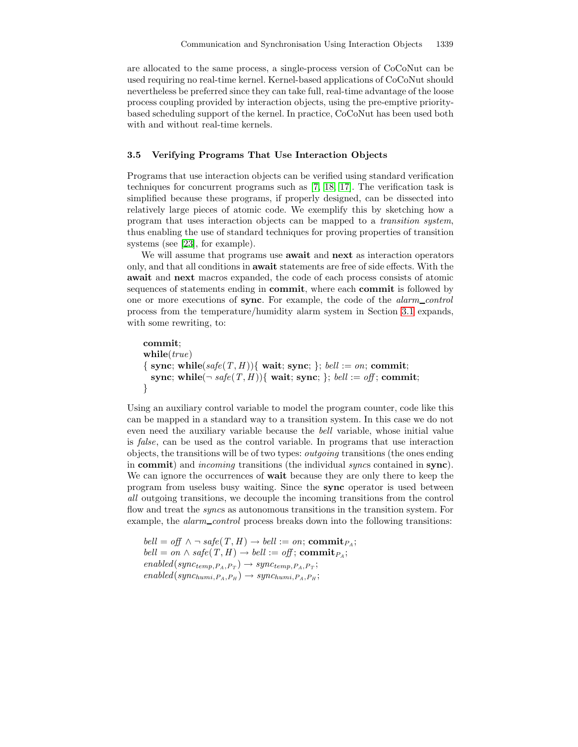are allocated to the same process, a single-process version of CoCoNut can be used requiring no real-time kernel. Kernel-based applications of CoCoNut should nevertheless be preferred since they can take full, real-time advantage of the loose process coupling provided by interaction objects, using the pre-emptive priority-based scheduling support of the kernel. In practice, CoCoNut has been used both with and without real-time kernels.

### 3.5 Verifying Programs That Use Interaction Objects

Programs that use interaction objects can be verified using standard verification techniques for concurrent programs such as [7, 18, 17]. The verification task is simplified because these programs, if properly designed, can be dissected into relatively large pieces of atomic code. We exemplify this by sketching how a program that uses interaction objects can be mapped to a *transition system*, thus enabling the use of standard techniques for proving properties of transition systems (see [23], for example).

We will assume that programs use **await** and **next** as interaction operators only, and that all conditions in **await** statements are free of side effects. With the **await** and **next** macros expanded, the code of each process consists of atomic sequences of statements ending in **commit**, where each **commit** is followed by one or more executions of **sync**. For example, the code of the *alarm_control* process from the temperature/humidity alarm system in Section 3.1 expands, with some rewriting, to:

```
commit;
while(true)
{ sync; while(safe(T, H)){ wait; sync; }; bell := on; commit;
  sync; while(¬ safe(T, H)){ wait; sync; }; bell := off; commit;
}
```

Using an auxiliary control variable to model the program counter, code like this can be mapped in a standard way to a transition system. In this case we do not even need the auxiliary variable because the *bell* variable, whose initial value is *false*, can be used as the control variable. In programs that use interaction objects, the transitions will be of two types: *outgoing* transitions (the ones ending in **commit**) and *incoming* transitions (the individual *sync*s contained in **sync**). We can ignore the occurrences of **wait** because they are only there to keep the program from useless busy waiting. Since the **sync** operator is used between *all* outgoing transitions, we decouple the incoming transitions from the control flow and treat the *sync*s as autonomous transitions in the transition system. For example, the *alarm_control* process breaks down into the following transitions:

$bell = off \wedge \neg\, safe(T, H) \rightarrow bell := on;\ \mathbf{commit}_{P_A};$
$bell = on \wedge safe(T, H) \rightarrow bell := off;\ \mathbf{commit}_{P_A};$
$enabled(sync_{temp,P_A,P_T}) \rightarrow sync_{temp,P_A,P_T};$
$enabled(sync_{humi,P_A,P_H}) \rightarrow sync_{humi,P_A,P_H};$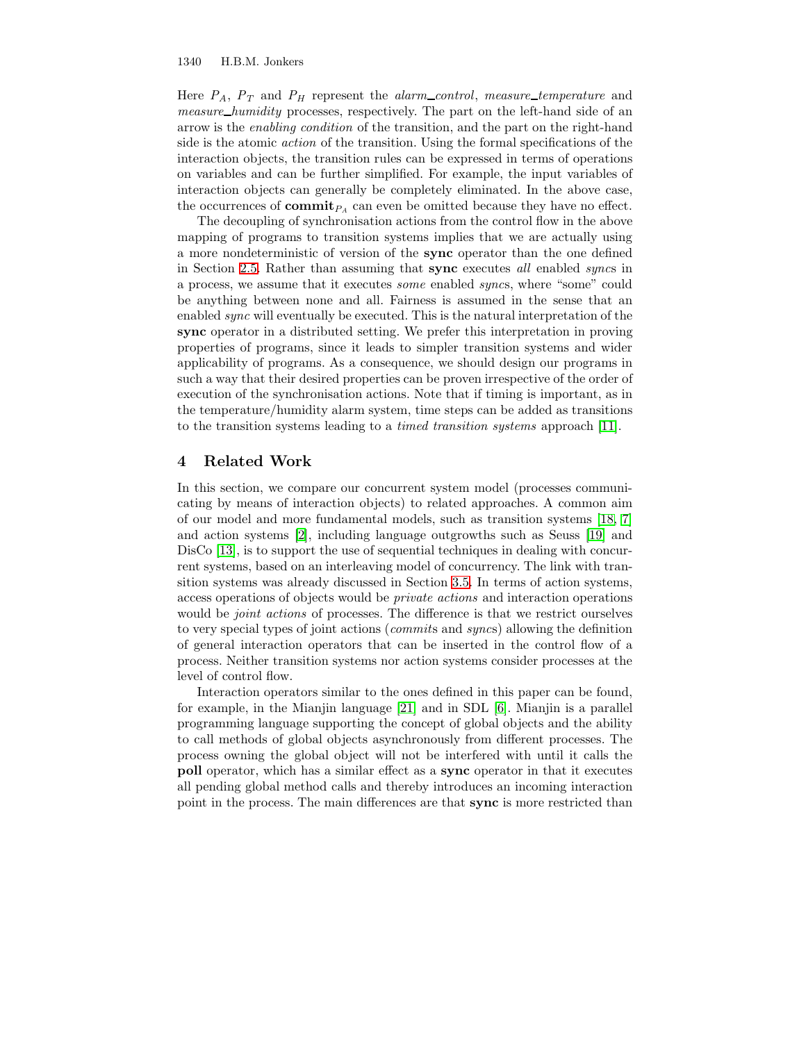Here $P_A$, $P_T$ and $P_H$ represent the *alarm_control*, *measure_temperature* and *measure_humidity* processes, respectively. The part on the left-hand side of an arrow is the *enabling condition* of the transition, and the part on the right-hand side is the atomic *action* of the transition. Using the formal specifications of the interaction objects, the transition rules can be expressed in terms of operations on variables and can be further simplified. For example, the input variables of interaction objects can generally be completely eliminated. In the above case, the occurrences of $\mathbf{commit}_{P_A}$ can even be omitted because they have no effect.

The decoupling of synchronisation actions from the control flow in the above mapping of programs to transition systems implies that we are actually using a more nondeterministic of version of the **sync** operator than the one defined in Section 2.5. Rather than assuming that **sync** executes *all* enabled *sync*s in a process, we assume that it executes *some* enabled *sync*s, where "some" could be anything between none and all. Fairness is assumed in the sense that an enabled *sync* will eventually be executed. This is the natural interpretation of the **sync** operator in a distributed setting. We prefer this interpretation in proving properties of programs, since it leads to simpler transition systems and wider applicability of programs. As a consequence, we should design our programs in such a way that their desired properties can be proven irrespective of the order of execution of the synchronisation actions. Note that if timing is important, as in the temperature/humidity alarm system, time steps can be added as transitions to the transition systems leading to a *timed transition systems* approach [11].

## 4 Related Work

In this section, we compare our concurrent system model (processes communicating by means of interaction objects) to related approaches. A common aim of our model and more fundamental models, such as transition systems [18, 7] and action systems [2], including language outgrowths such as Seuss [19] and DisCo [13], is to support the use of sequential techniques in dealing with concurrent systems, based on an interleaving model of concurrency. The link with transition systems was already discussed in Section 3.5. In terms of action systems, access operations of objects would be *private actions* and interaction operations would be *joint actions* of processes. The difference is that we restrict ourselves to very special types of joint actions (*commit*s and *sync*s) allowing the definition of general interaction operators that can be inserted in the control flow of a process. Neither transition systems nor action systems consider processes at the level of control flow.

Interaction operators similar to the ones defined in this paper can be found, for example, in the Mianjin language [21] and in SDL [6]. Mianjin is a parallel programming language supporting the concept of global objects and the ability to call methods of global objects asynchronously from different processes. The process owning the global object will not be interfered with until it calls the **poll** operator, which has a similar effect as a **sync** operator in that it executes all pending global method calls and thereby introduces an incoming interaction point in the process. The main differences are that **sync** is more restricted than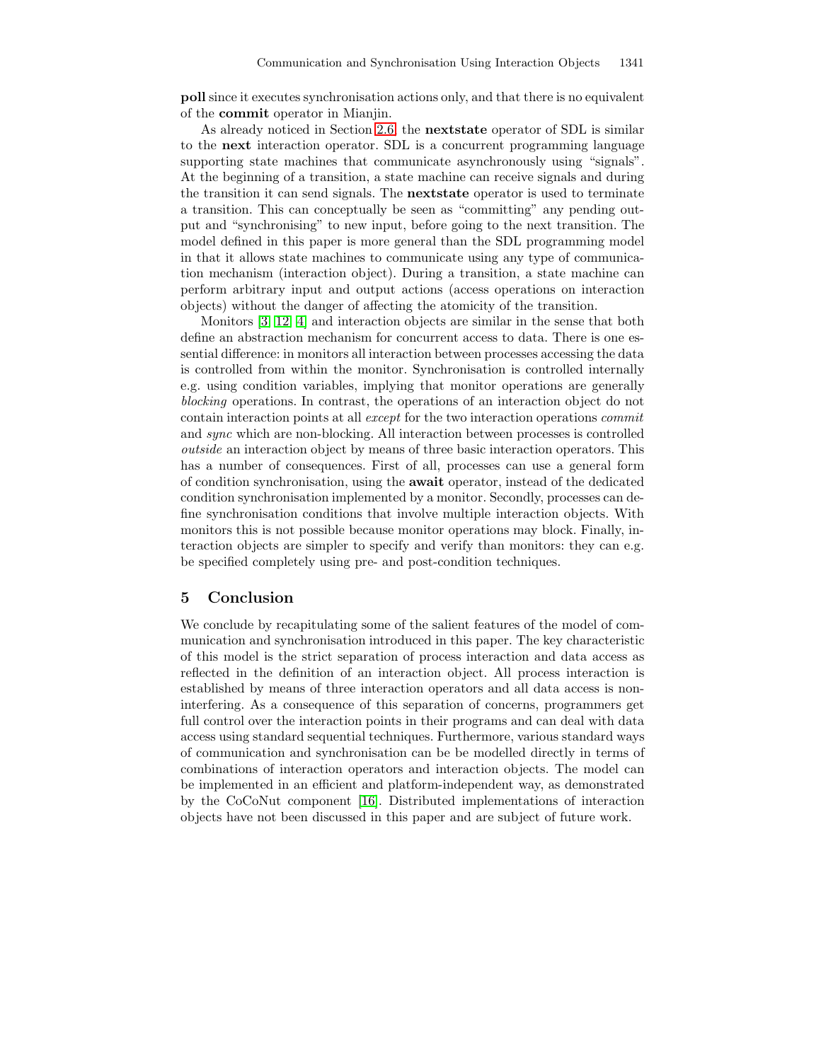**poll** since it executes synchronisation actions only, and that there is no equivalent of the **commit** operator in Mianjin.

As already noticed in Section 2.6, the **nextstate** operator of SDL is similar to the **next** interaction operator. SDL is a concurrent programming language supporting state machines that communicate asynchronously using "signals". At the beginning of a transition, a state machine can receive signals and during the transition it can send signals. The **nextstate** operator is used to terminate a transition. This can conceptually be seen as "committing" any pending output and "synchronising" to new input, before going to the next transition. The model defined in this paper is more general than the SDL programming model in that it allows state machines to communicate using any type of communication mechanism (interaction object). During a transition, a state machine can perform arbitrary input and output actions (access operations on interaction objects) without the danger of affecting the atomicity of the transition.

Monitors [3, 12, 4] and interaction objects are similar in the sense that both define an abstraction mechanism for concurrent access to data. There is one essential difference: in monitors all interaction between processes accessing the data is controlled from within the monitor. Synchronisation is controlled internally e.g. using condition variables, implying that monitor operations are generally *blocking* operations. In contrast, the operations of an interaction object do not contain interaction points at all *except* for the two interaction operations *commit* and *sync* which are non-blocking. All interaction between processes is controlled *outside* an interaction object by means of three basic interaction operators. This has a number of consequences. First of all, processes can use a general form of condition synchronisation, using the **await** operator, instead of the dedicated condition synchronisation implemented by a monitor. Secondly, processes can define synchronisation conditions that involve multiple interaction objects. With monitors this is not possible because monitor operations may block. Finally, interaction objects are simpler to specify and verify than monitors: they can e.g. be specified completely using pre- and post-condition techniques.

## 5 Conclusion

We conclude by recapitulating some of the salient features of the model of communication and synchronisation introduced in this paper. The key characteristic of this model is the strict separation of process interaction and data access as reflected in the definition of an interaction object. All process interaction is established by means of three interaction operators and all data access is non-interfering. As a consequence of this separation of concerns, programmers get full control over the interaction points in their programs and can deal with data access using standard sequential techniques. Furthermore, various standard ways of communication and synchronisation can be be modelled directly in terms of combinations of interaction operators and interaction objects. The model can be implemented in an efficient and platform-independent way, as demonstrated by the CoCoNut component [16]. Distributed implementations of interaction objects have not been discussed in this paper and are subject of future work.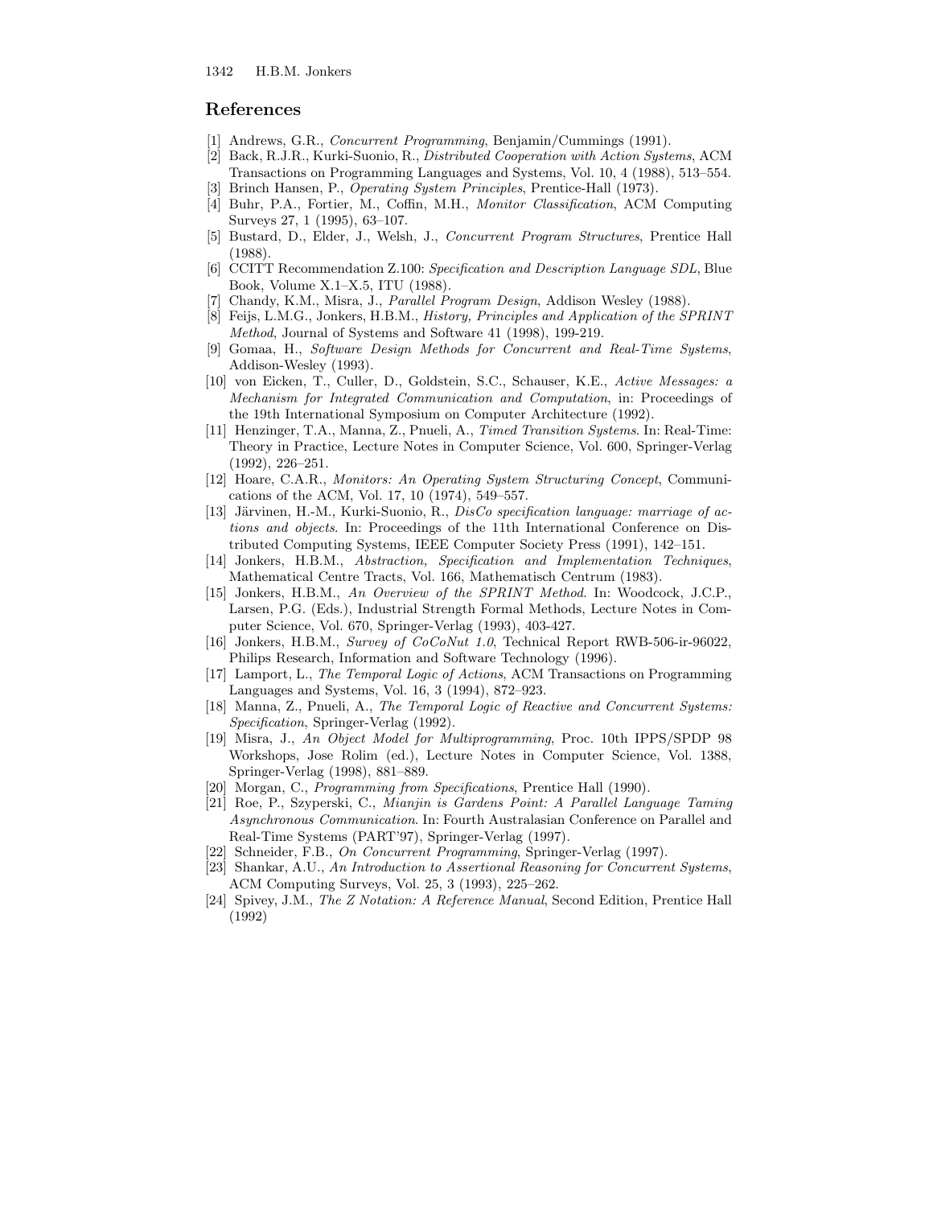## References

[1] Andrews, G.R., *Concurrent Programming*, Benjamin/Cummings (1991).

[2] Back, R.J.R., Kurki-Suonio, R., *Distributed Cooperation with Action Systems*, ACM Transactions on Programming Languages and Systems, Vol. 10, 4 (1988), 513–554.

[3] Brinch Hansen, P., *Operating System Principles*, Prentice-Hall (1973).

[4] Buhr, P.A., Fortier, M., Coffin, M.H., *Monitor Classification*, ACM Computing Surveys 27, 1 (1995), 63–107.

[5] Bustard, D., Elder, J., Welsh, J., *Concurrent Program Structures*, Prentice Hall (1988).

[6] CCITT Recommendation Z.100: *Specification and Description Language SDL*, Blue Book, Volume X.1–X.5, ITU (1988).

[7] Chandy, K.M., Misra, J., *Parallel Program Design*, Addison Wesley (1988).

[8] Feijs, L.M.G., Jonkers, H.B.M., *History, Principles and Application of the SPRINT Method*, Journal of Systems and Software 41 (1998), 199-219.

[9] Gomaa, H., *Software Design Methods for Concurrent and Real-Time Systems*, Addison-Wesley (1993).

[10] von Eicken, T., Culler, D., Goldstein, S.C., Schauser, K.E., *Active Messages: a Mechanism for Integrated Communication and Computation*, in: Proceedings of the 19th International Symposium on Computer Architecture (1992).

[11] Henzinger, T.A., Manna, Z., Pnueli, A., *Timed Transition Systems*. In: Real-Time: Theory in Practice, Lecture Notes in Computer Science, Vol. 600, Springer-Verlag (1992), 226–251.

[12] Hoare, C.A.R., *Monitors: An Operating System Structuring Concept*, Communications of the ACM, Vol. 17, 10 (1974), 549–557.

[13] Järvinen, H.-M., Kurki-Suonio, R., *DisCo specification language: marriage of actions and objects*. In: Proceedings of the 11th International Conference on Distributed Computing Systems, IEEE Computer Society Press (1991), 142–151.

[14] Jonkers, H.B.M., *Abstraction, Specification and Implementation Techniques*, Mathematical Centre Tracts, Vol. 166, Mathematisch Centrum (1983).

[15] Jonkers, H.B.M., *An Overview of the SPRINT Method*. In: Woodcock, J.C.P., Larsen, P.G. (Eds.), Industrial Strength Formal Methods, Lecture Notes in Computer Science, Vol. 670, Springer-Verlag (1993), 403-427.

[16] Jonkers, H.B.M., *Survey of CoCoNut 1.0*, Technical Report RWB-506-ir-96022, Philips Research, Information and Software Technology (1996).

[17] Lamport, L., *The Temporal Logic of Actions*, ACM Transactions on Programming Languages and Systems, Vol. 16, 3 (1994), 872–923.

[18] Manna, Z., Pnueli, A., *The Temporal Logic of Reactive and Concurrent Systems: Specification*, Springer-Verlag (1992).

[19] Misra, J., *An Object Model for Multiprogramming*, Proc. 10th IPPS/SPDP 98 Workshops, Jose Rolim (ed.), Lecture Notes in Computer Science, Vol. 1388, Springer-Verlag (1998), 881–889.

[20] Morgan, C., *Programming from Specifications*, Prentice Hall (1990).

[21] Roe, P., Szyperski, C., *Mianjin is Gardens Point: A Parallel Language Taming Asynchronous Communication*. In: Fourth Australasian Conference on Parallel and Real-Time Systems (PART'97), Springer-Verlag (1997).

[22] Schneider, F.B., *On Concurrent Programming*, Springer-Verlag (1997).

[23] Shankar, A.U., *An Introduction to Assertional Reasoning for Concurrent Systems*, ACM Computing Surveys, Vol. 25, 3 (1993), 225–262.

[24] Spivey, J.M., *The Z Notation: A Reference Manual*, Second Edition, Prentice Hall (1992)